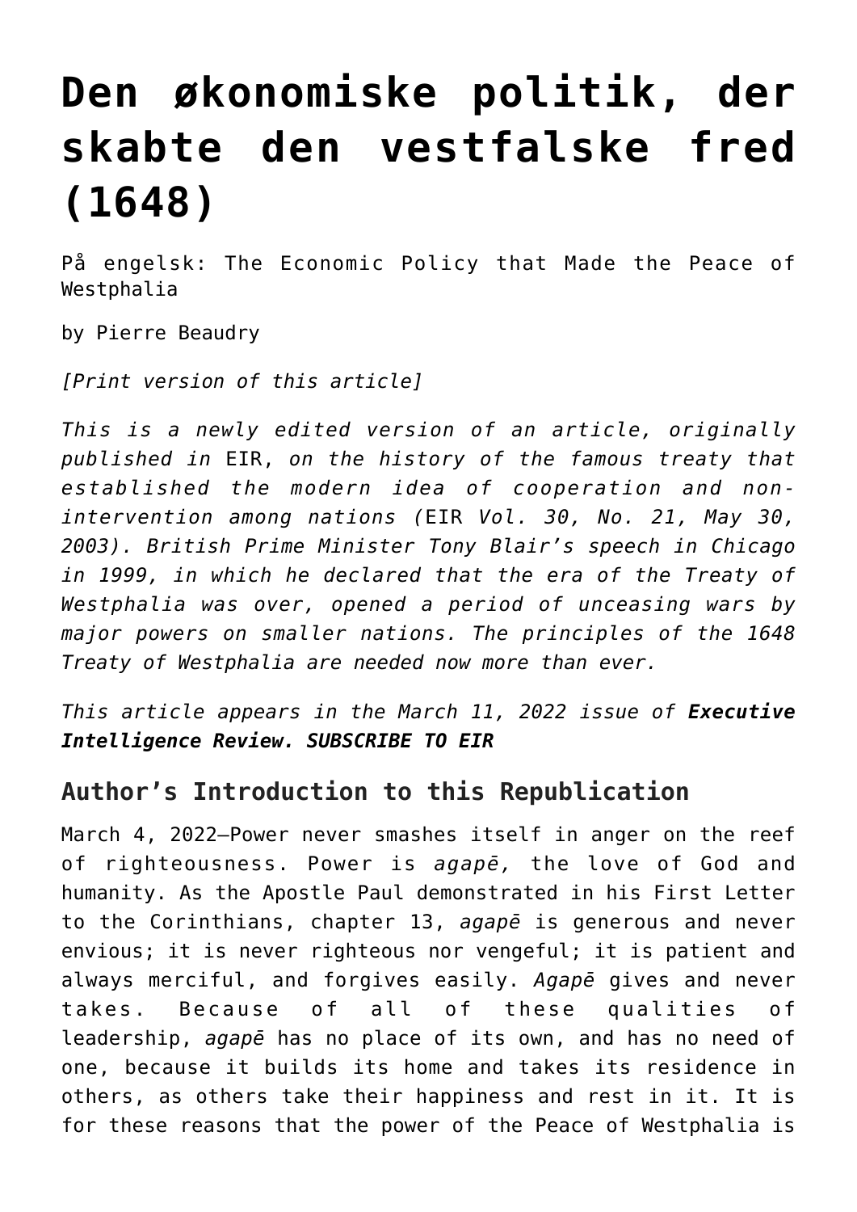# Den økonomiske politik, der skabte den vestfalske fred (1648)

På engelsk: The Economic Policy that Made the Peace of Westphalia

by Pierre Beaudry

*[Print version of this article]*

*This is a newly edited version of an article, originally published in* EIR, *on the history of the famous treaty that established the modern idea of cooperation and non-intervention among nations (*EIR *Vol. 30, No. 21, May 30, 2003). British Prime Minister Tony Blair's speech in Chicago in 1999, in which he declared that the era of the Treaty of Westphalia was over, opened a period of unceasing wars by major powers on smaller nations. The principles of the 1648 Treaty of Westphalia are needed now more than ever.*

*This article appears in the March 11, 2022 issue of* ***Executive Intelligence Review. SUBSCRIBE TO EIR***

## Author's Introduction to this Republication

March 4, 2022—Power never smashes itself in anger on the reef of righteousness. Power is *agapē,* the love of God and humanity. As the Apostle Paul demonstrated in his First Letter to the Corinthians, chapter 13, *agapē* is generous and never envious; it is never righteous nor vengeful; it is patient and always merciful, and forgives easily. *Agapē* gives and never takes. Because of all of these qualities of leadership, *agapē* has no place of its own, and has no need of one, because it builds its home and takes its residence in others, as others take their happiness and rest in it. It is for these reasons that the power of the Peace of Westphalia is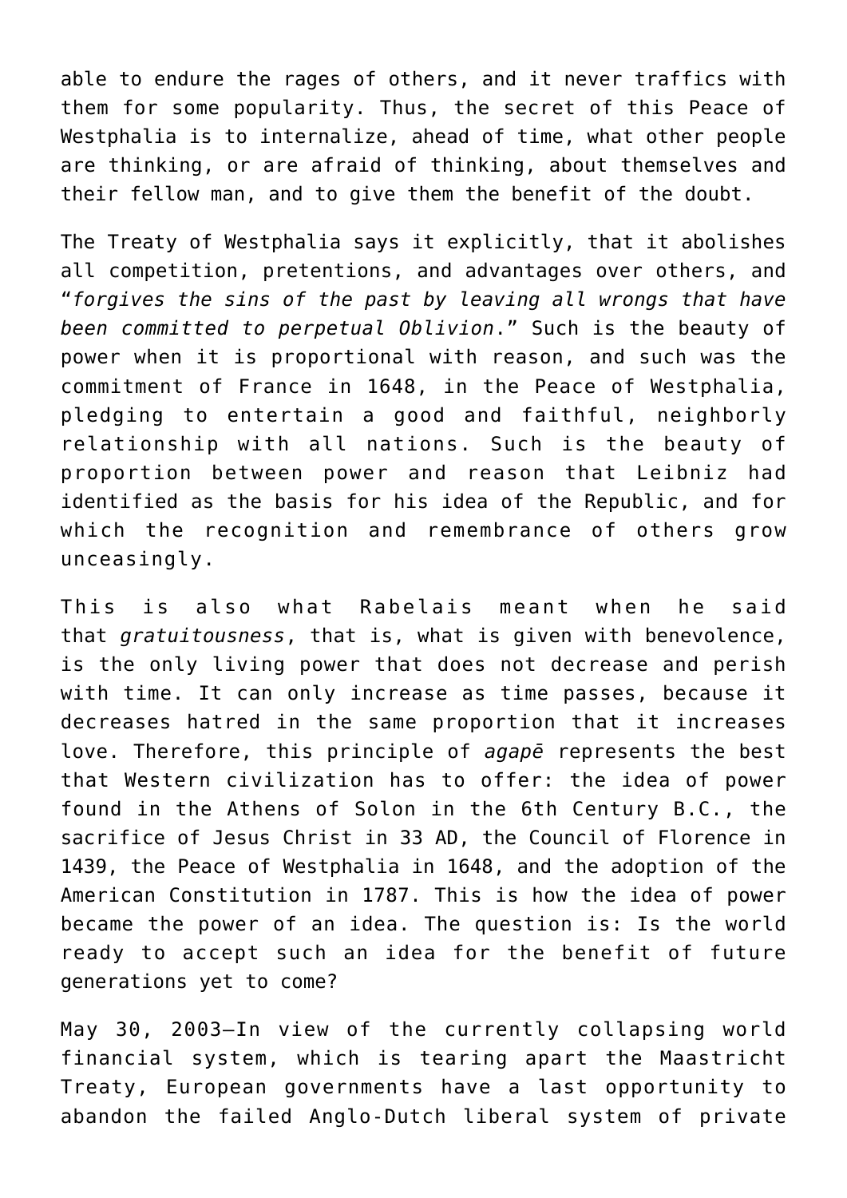able to endure the rages of others, and it never traffics with them for some popularity. Thus, the secret of this Peace of Westphalia is to internalize, ahead of time, what other people are thinking, or are afraid of thinking, about themselves and their fellow man, and to give them the benefit of the doubt.

The Treaty of Westphalia says it explicitly, that it abolishes all competition, pretentions, and advantages over others, and "*forgives the sins of the past by leaving all wrongs that have been committed to perpetual Oblivion*." Such is the beauty of power when it is proportional with reason, and such was the commitment of France in 1648, in the Peace of Westphalia, pledging to entertain a good and faithful, neighborly relationship with all nations. Such is the beauty of proportion between power and reason that Leibniz had identified as the basis for his idea of the Republic, and for which the recognition and remembrance of others grow unceasingly.

This is also what Rabelais meant when he said that *gratuitousness*, that is, what is given with benevolence, is the only living power that does not decrease and perish with time. It can only increase as time passes, because it decreases hatred in the same proportion that it increases love. Therefore, this principle of *agapē* represents the best that Western civilization has to offer: the idea of power found in the Athens of Solon in the 6th Century B.C., the sacrifice of Jesus Christ in 33 AD, the Council of Florence in 1439, the Peace of Westphalia in 1648, and the adoption of the American Constitution in 1787. This is how the idea of power became the power of an idea. The question is: Is the world ready to accept such an idea for the benefit of future generations yet to come?

May 30, 2003—In view of the currently collapsing world financial system, which is tearing apart the Maastricht Treaty, European governments have a last opportunity to abandon the failed Anglo-Dutch liberal system of private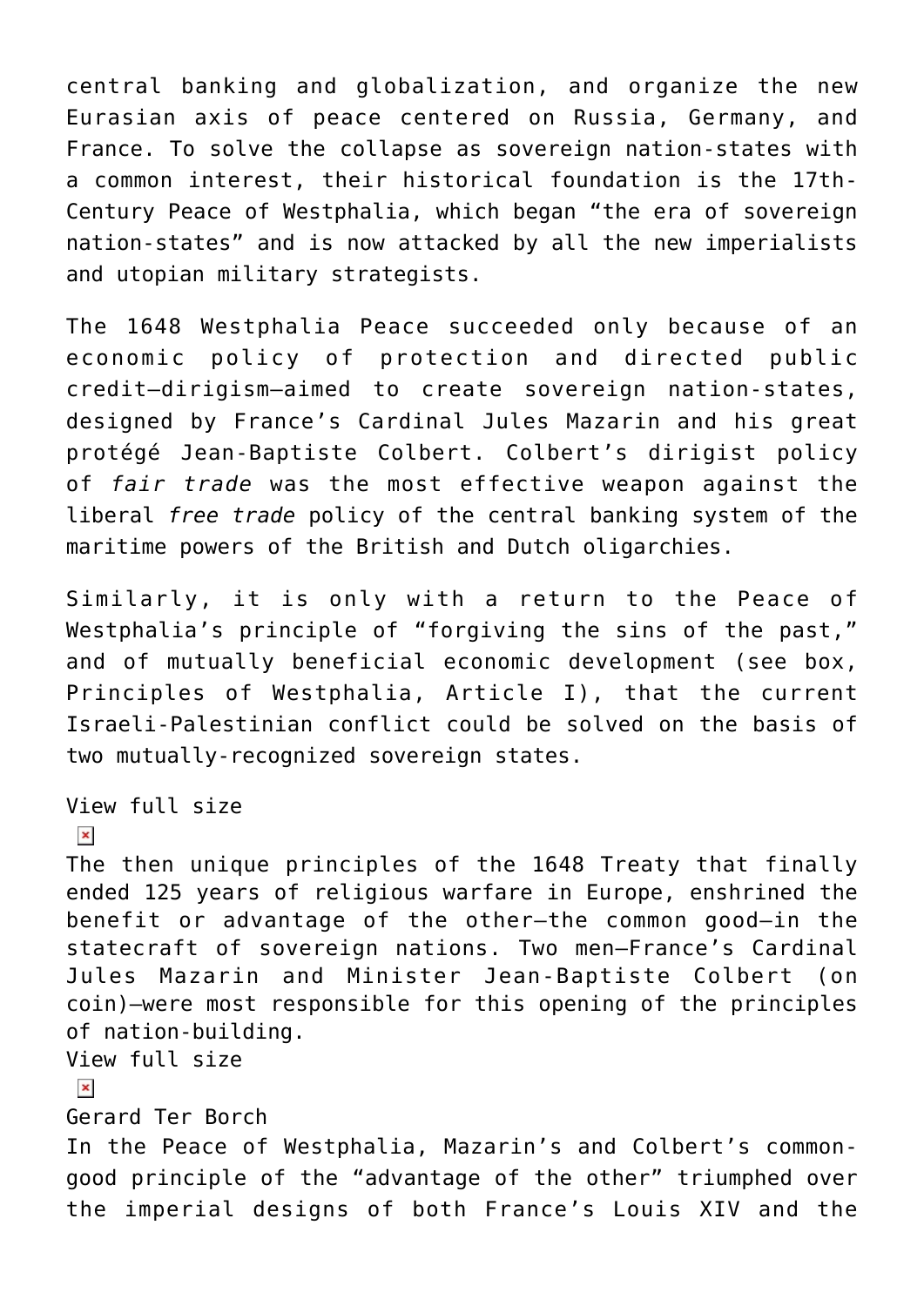central banking and globalization, and organize the new Eurasian axis of peace centered on Russia, Germany, and France. To solve the collapse as sovereign nation-states with a common interest, their historical foundation is the 17th-Century Peace of Westphalia, which began “the era of sovereign nation-states” and is now attacked by all the new imperialists and utopian military strategists.

The 1648 Westphalia Peace succeeded only because of an economic policy of protection and directed public credit—dirigism—aimed to create sovereign nation-states, designed by France’s Cardinal Jules Mazarin and his great protégé Jean-Baptiste Colbert. Colbert’s dirigist policy of *fair trade* was the most effective weapon against the liberal *free trade* policy of the central banking system of the maritime powers of the British and Dutch oligarchies.

Similarly, it is only with a return to the Peace of Westphalia’s principle of “forgiving the sins of the past,” and of mutually beneficial economic development (see box, Principles of Westphalia, Article I), that the current Israeli-Palestinian conflict could be solved on the basis of two mutually-recognized sovereign states.

View full size

The then unique principles of the 1648 Treaty that finally ended 125 years of religious warfare in Europe, enshrined the benefit or advantage of the other—the common good—in the statecraft of sovereign nations. Two men—France’s Cardinal Jules Mazarin and Minister Jean-Baptiste Colbert (on coin)—were most responsible for this opening of the principles of nation-building.

View full size

Gerard Ter Borch

In the Peace of Westphalia, Mazarin’s and Colbert’s common-good principle of the “advantage of the other” triumphed over the imperial designs of both France’s Louis XIV and the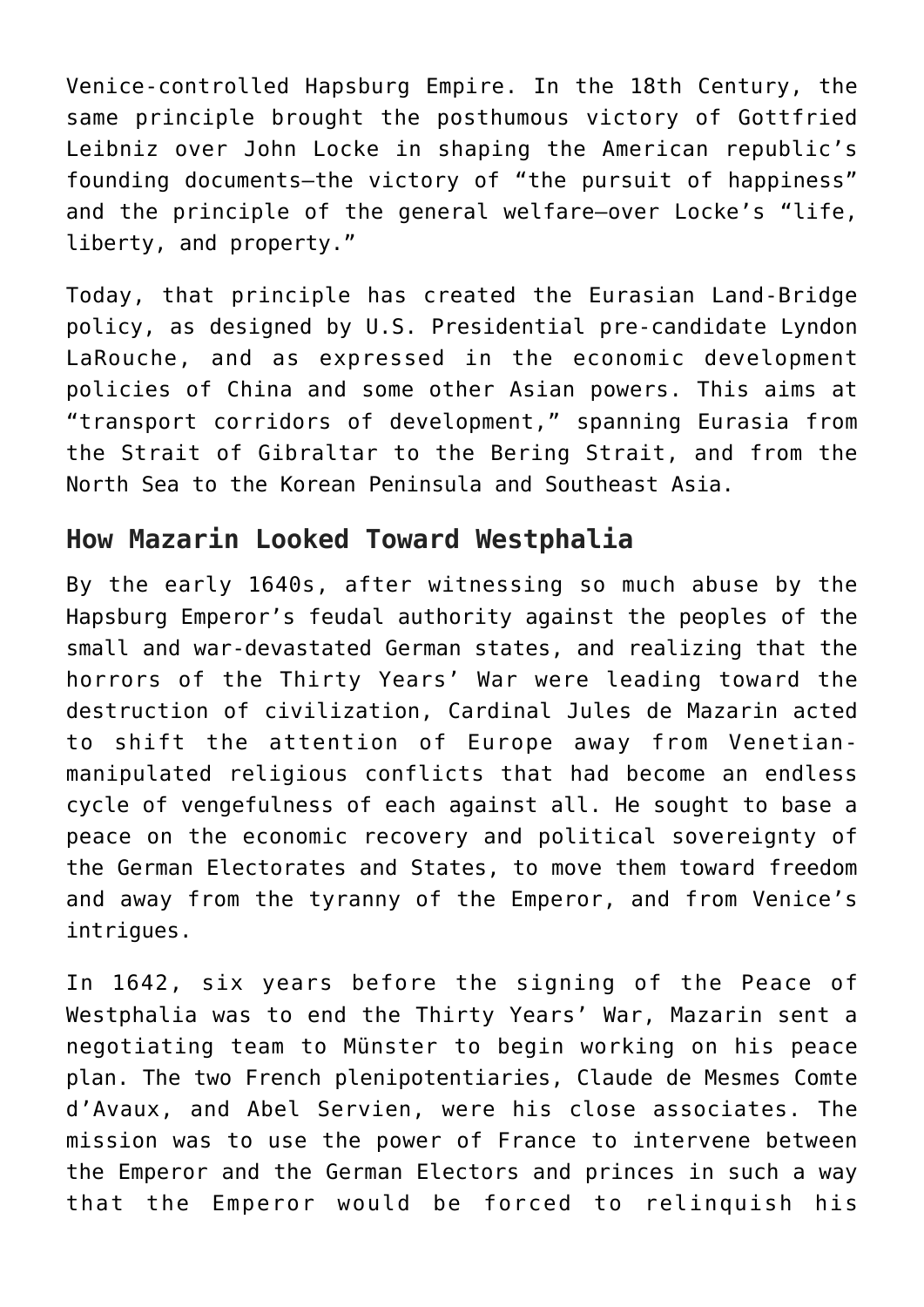Venice-controlled Hapsburg Empire. In the 18th Century, the same principle brought the posthumous victory of Gottfried Leibniz over John Locke in shaping the American republic's founding documents—the victory of "the pursuit of happiness" and the principle of the general welfare—over Locke's "life, liberty, and property."

Today, that principle has created the Eurasian Land-Bridge policy, as designed by U.S. Presidential pre-candidate Lyndon LaRouche, and as expressed in the economic development policies of China and some other Asian powers. This aims at "transport corridors of development," spanning Eurasia from the Strait of Gibraltar to the Bering Strait, and from the North Sea to the Korean Peninsula and Southeast Asia.

## How Mazarin Looked Toward Westphalia

By the early 1640s, after witnessing so much abuse by the Hapsburg Emperor's feudal authority against the peoples of the small and war-devastated German states, and realizing that the horrors of the Thirty Years' War were leading toward the destruction of civilization, Cardinal Jules de Mazarin acted to shift the attention of Europe away from Venetian-manipulated religious conflicts that had become an endless cycle of vengefulness of each against all. He sought to base a peace on the economic recovery and political sovereignty of the German Electorates and States, to move them toward freedom and away from the tyranny of the Emperor, and from Venice's intrigues.

In 1642, six years before the signing of the Peace of Westphalia was to end the Thirty Years' War, Mazarin sent a negotiating team to Münster to begin working on his peace plan. The two French plenipotentiaries, Claude de Mesmes Comte d'Avaux, and Abel Servien, were his close associates. The mission was to use the power of France to intervene between the Emperor and the German Electors and princes in such a way that the Emperor would be forced to relinquish his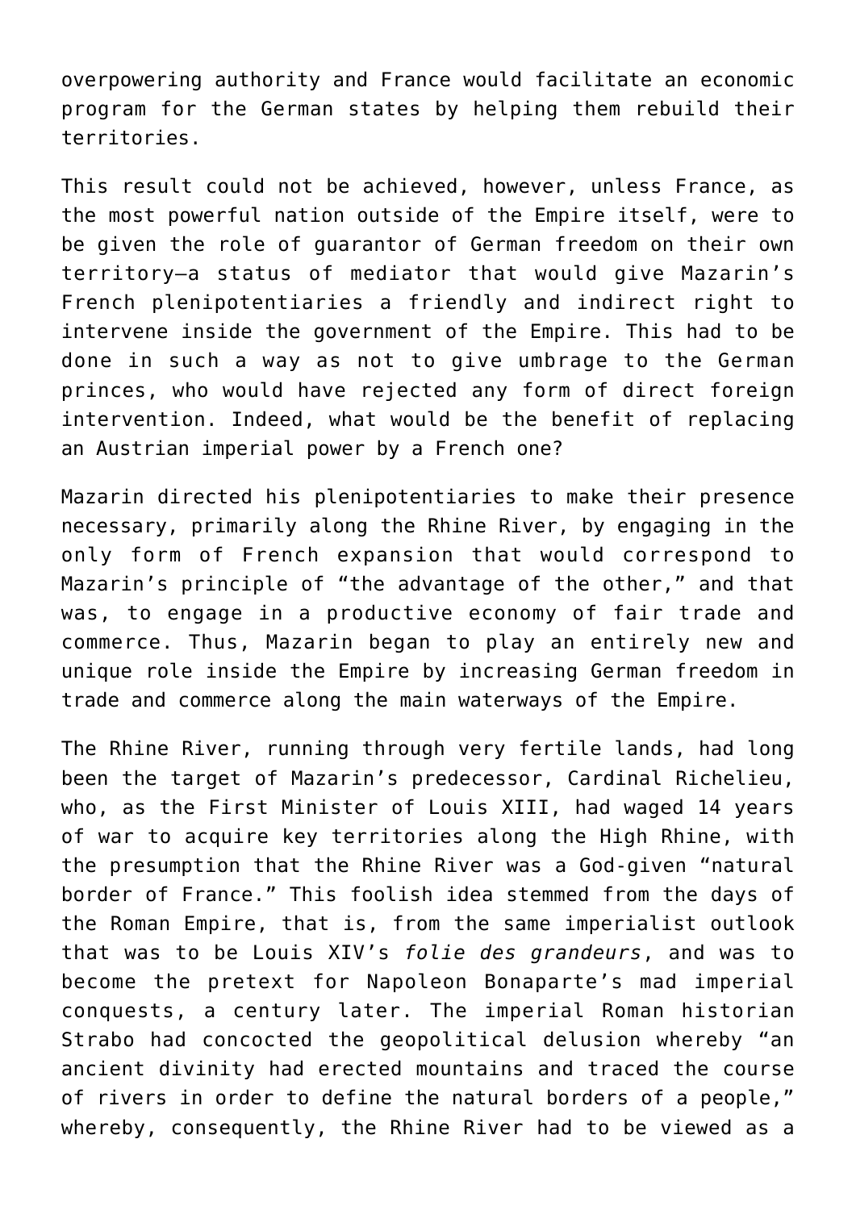overpowering authority and France would facilitate an economic program for the German states by helping them rebuild their territories.

This result could not be achieved, however, unless France, as the most powerful nation outside of the Empire itself, were to be given the role of guarantor of German freedom on their own territory—a status of mediator that would give Mazarin's French plenipotentiaries a friendly and indirect right to intervene inside the government of the Empire. This had to be done in such a way as not to give umbrage to the German princes, who would have rejected any form of direct foreign intervention. Indeed, what would be the benefit of replacing an Austrian imperial power by a French one?

Mazarin directed his plenipotentiaries to make their presence necessary, primarily along the Rhine River, by engaging in the only form of French expansion that would correspond to Mazarin's principle of "the advantage of the other," and that was, to engage in a productive economy of fair trade and commerce. Thus, Mazarin began to play an entirely new and unique role inside the Empire by increasing German freedom in trade and commerce along the main waterways of the Empire.

The Rhine River, running through very fertile lands, had long been the target of Mazarin's predecessor, Cardinal Richelieu, who, as the First Minister of Louis XIII, had waged 14 years of war to acquire key territories along the High Rhine, with the presumption that the Rhine River was a God-given "natural border of France." This foolish idea stemmed from the days of the Roman Empire, that is, from the same imperialist outlook that was to be Louis XIV's *folie des grandeurs*, and was to become the pretext for Napoleon Bonaparte's mad imperial conquests, a century later. The imperial Roman historian Strabo had concocted the geopolitical delusion whereby "an ancient divinity had erected mountains and traced the course of rivers in order to define the natural borders of a people," whereby, consequently, the Rhine River had to be viewed as a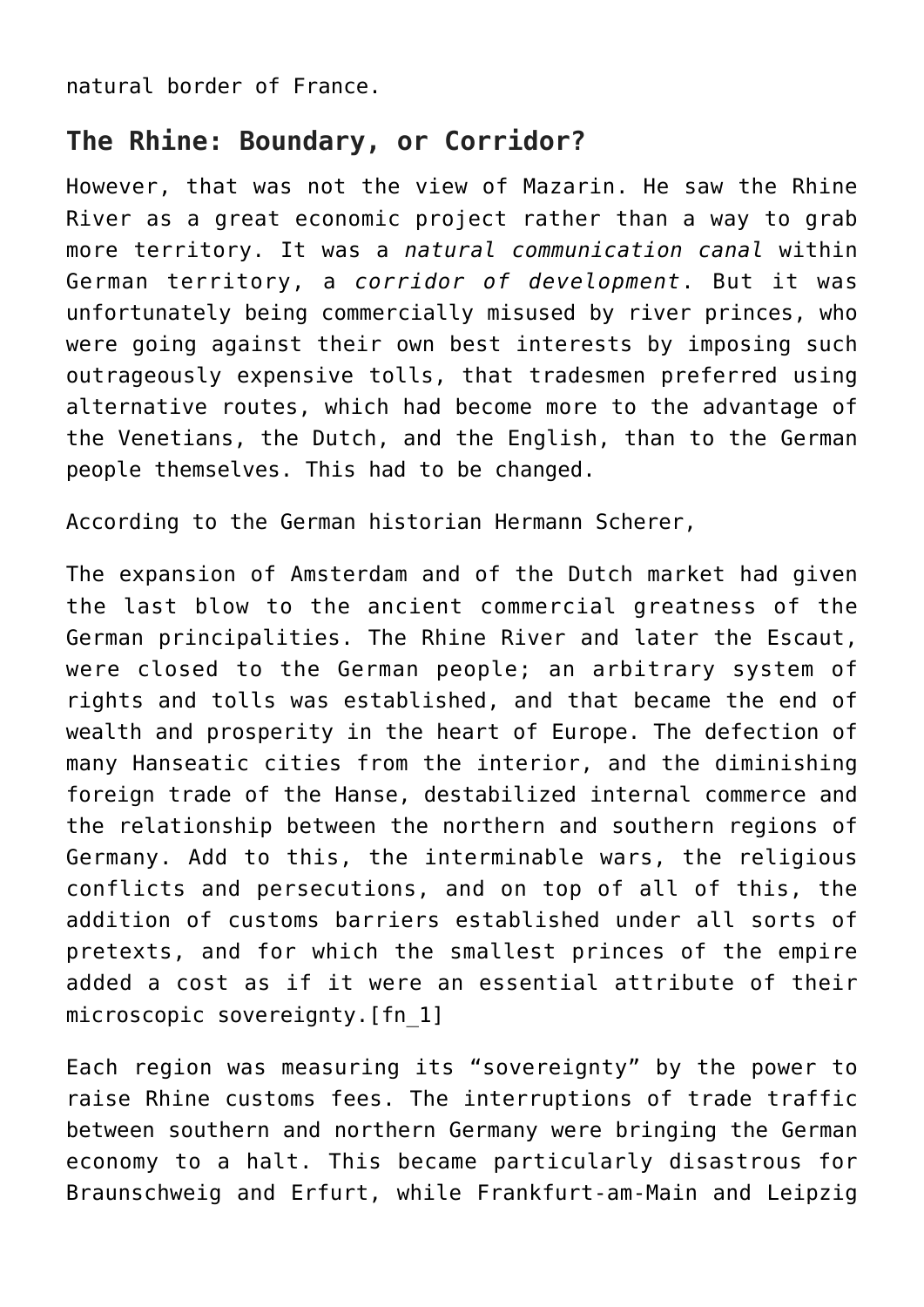natural border of France.

## The Rhine: Boundary, or Corridor?

However, that was not the view of Mazarin. He saw the Rhine River as a great economic project rather than a way to grab more territory. It was a *natural communication canal* within German territory, a *corridor of development*. But it was unfortunately being commercially misused by river princes, who were going against their own best interests by imposing such outrageously expensive tolls, that tradesmen preferred using alternative routes, which had become more to the advantage of the Venetians, the Dutch, and the English, than to the German people themselves. This had to be changed.

According to the German historian Hermann Scherer,

The expansion of Amsterdam and of the Dutch market had given the last blow to the ancient commercial greatness of the German principalities. The Rhine River and later the Escaut, were closed to the German people; an arbitrary system of rights and tolls was established, and that became the end of wealth and prosperity in the heart of Europe. The defection of many Hanseatic cities from the interior, and the diminishing foreign trade of the Hanse, destabilized internal commerce and the relationship between the northern and southern regions of Germany. Add to this, the interminable wars, the religious conflicts and persecutions, and on top of all of this, the addition of customs barriers established under all sorts of pretexts, and for which the smallest princes of the empire added a cost as if it were an essential attribute of their microscopic sovereignty.[fn_1]

Each region was measuring its "sovereignty" by the power to raise Rhine customs fees. The interruptions of trade traffic between southern and northern Germany were bringing the German economy to a halt. This became particularly disastrous for Braunschweig and Erfurt, while Frankfurt-am-Main and Leipzig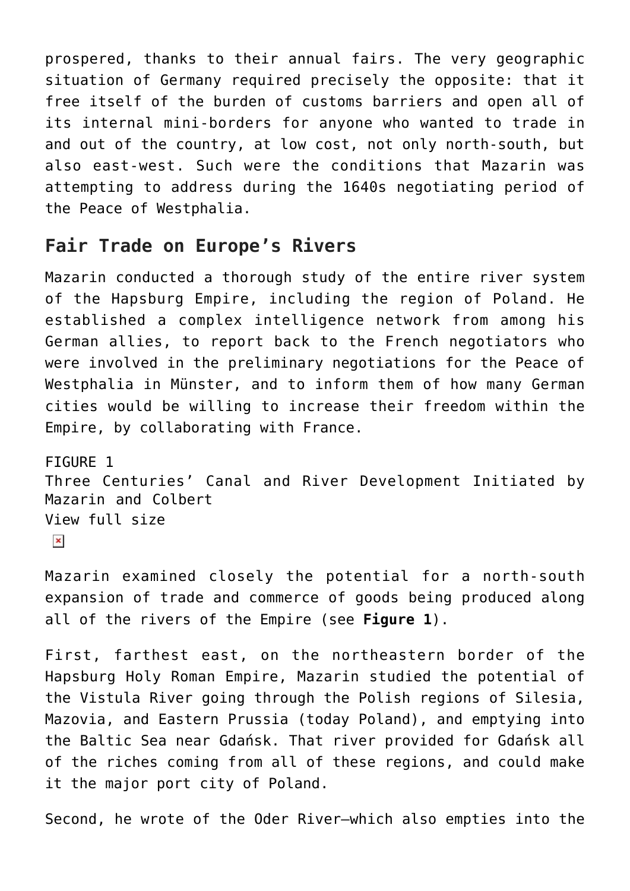prospered, thanks to their annual fairs. The very geographic situation of Germany required precisely the opposite: that it free itself of the burden of customs barriers and open all of its internal mini-borders for anyone who wanted to trade in and out of the country, at low cost, not only north-south, but also east-west. Such were the conditions that Mazarin was attempting to address during the 1640s negotiating period of the Peace of Westphalia.

## Fair Trade on Europe's Rivers

Mazarin conducted a thorough study of the entire river system of the Hapsburg Empire, including the region of Poland. He established a complex intelligence network from among his German allies, to report back to the French negotiators who were involved in the preliminary negotiations for the Peace of Westphalia in Münster, and to inform them of how many German cities would be willing to increase their freedom within the Empire, by collaborating with France.

FIGURE 1
Three Centuries' Canal and River Development Initiated by Mazarin and Colbert
View full size

Mazarin examined closely the potential for a north-south expansion of trade and commerce of goods being produced along all of the rivers of the Empire (see **Figure 1**).

First, farthest east, on the northeastern border of the Hapsburg Holy Roman Empire, Mazarin studied the potential of the Vistula River going through the Polish regions of Silesia, Mazovia, and Eastern Prussia (today Poland), and emptying into the Baltic Sea near Gdańsk. That river provided for Gdańsk all of the riches coming from all of these regions, and could make it the major port city of Poland.

Second, he wrote of the Oder River—which also empties into the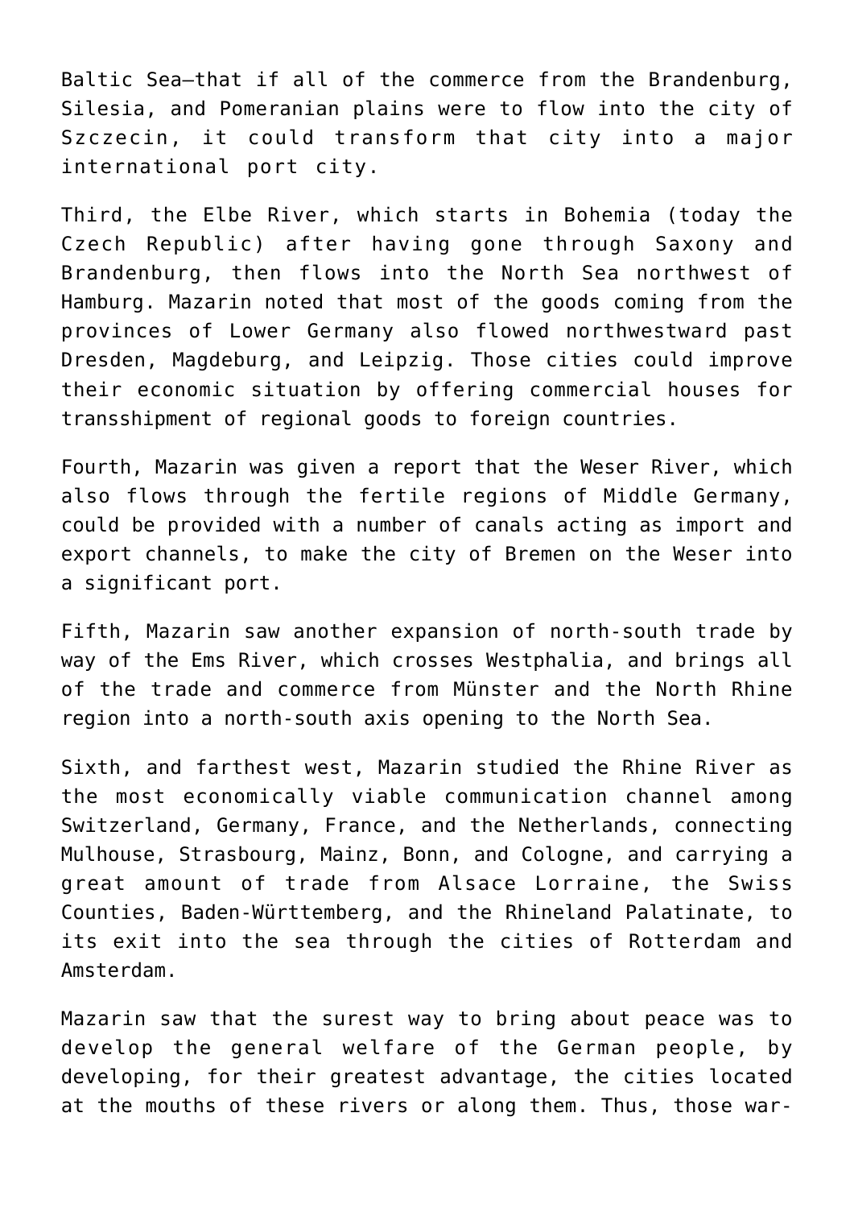Baltic Sea—that if all of the commerce from the Brandenburg, Silesia, and Pomeranian plains were to flow into the city of Szczecin, it could transform that city into a major international port city.

Third, the Elbe River, which starts in Bohemia (today the Czech Republic) after having gone through Saxony and Brandenburg, then flows into the North Sea northwest of Hamburg. Mazarin noted that most of the goods coming from the provinces of Lower Germany also flowed northwestward past Dresden, Magdeburg, and Leipzig. Those cities could improve their economic situation by offering commercial houses for transshipment of regional goods to foreign countries.

Fourth, Mazarin was given a report that the Weser River, which also flows through the fertile regions of Middle Germany, could be provided with a number of canals acting as import and export channels, to make the city of Bremen on the Weser into a significant port.

Fifth, Mazarin saw another expansion of north-south trade by way of the Ems River, which crosses Westphalia, and brings all of the trade and commerce from Münster and the North Rhine region into a north-south axis opening to the North Sea.

Sixth, and farthest west, Mazarin studied the Rhine River as the most economically viable communication channel among Switzerland, Germany, France, and the Netherlands, connecting Mulhouse, Strasbourg, Mainz, Bonn, and Cologne, and carrying a great amount of trade from Alsace Lorraine, the Swiss Counties, Baden-Württemberg, and the Rhineland Palatinate, to its exit into the sea through the cities of Rotterdam and Amsterdam.

Mazarin saw that the surest way to bring about peace was to develop the general welfare of the German people, by developing, for their greatest advantage, the cities located at the mouths of these rivers or along them. Thus, those war-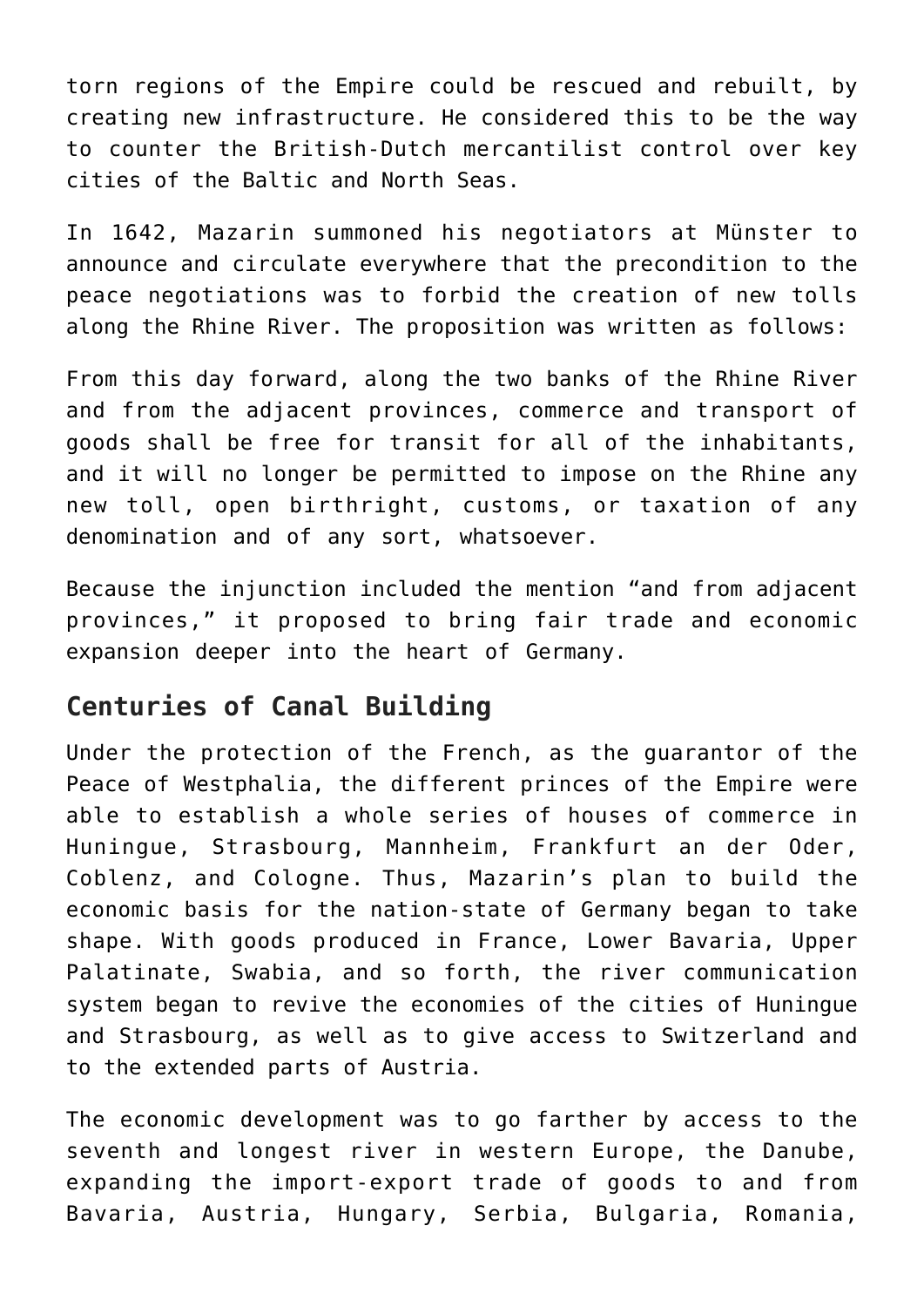torn regions of the Empire could be rescued and rebuilt, by creating new infrastructure. He considered this to be the way to counter the British-Dutch mercantilist control over key cities of the Baltic and North Seas.

In 1642, Mazarin summoned his negotiators at Münster to announce and circulate everywhere that the precondition to the peace negotiations was to forbid the creation of new tolls along the Rhine River. The proposition was written as follows:

From this day forward, along the two banks of the Rhine River and from the adjacent provinces, commerce and transport of goods shall be free for transit for all of the inhabitants, and it will no longer be permitted to impose on the Rhine any new toll, open birthright, customs, or taxation of any denomination and of any sort, whatsoever.

Because the injunction included the mention "and from adjacent provinces," it proposed to bring fair trade and economic expansion deeper into the heart of Germany.

## Centuries of Canal Building

Under the protection of the French, as the guarantor of the Peace of Westphalia, the different princes of the Empire were able to establish a whole series of houses of commerce in Huningue, Strasbourg, Mannheim, Frankfurt an der Oder, Coblenz, and Cologne. Thus, Mazarin's plan to build the economic basis for the nation-state of Germany began to take shape. With goods produced in France, Lower Bavaria, Upper Palatinate, Swabia, and so forth, the river communication system began to revive the economies of the cities of Huningue and Strasbourg, as well as to give access to Switzerland and to the extended parts of Austria.

The economic development was to go farther by access to the seventh and longest river in western Europe, the Danube, expanding the import-export trade of goods to and from Bavaria, Austria, Hungary, Serbia, Bulgaria, Romania,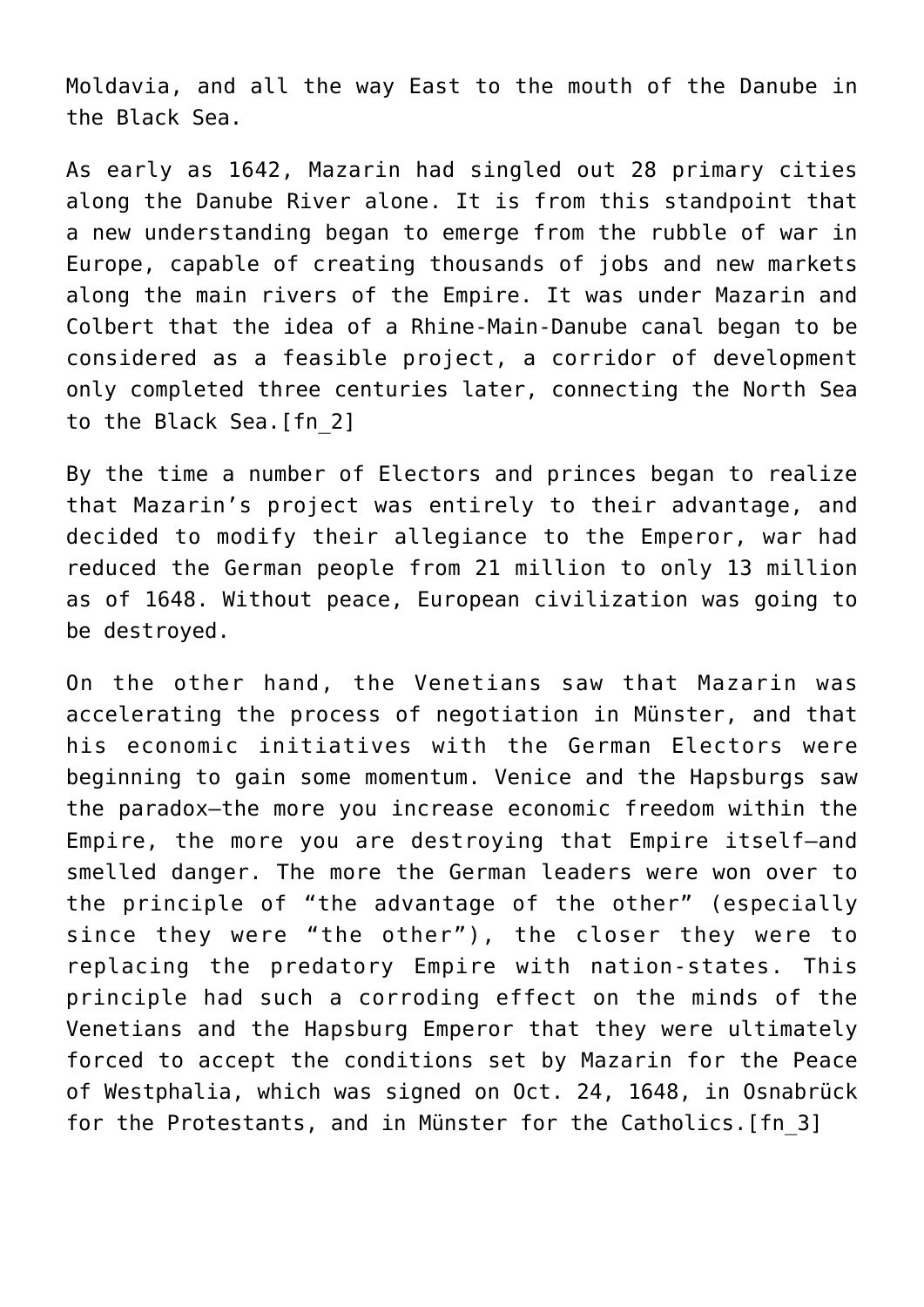Moldavia, and all the way East to the mouth of the Danube in the Black Sea.

As early as 1642, Mazarin had singled out 28 primary cities along the Danube River alone. It is from this standpoint that a new understanding began to emerge from the rubble of war in Europe, capable of creating thousands of jobs and new markets along the main rivers of the Empire. It was under Mazarin and Colbert that the idea of a Rhine-Main-Danube canal began to be considered as a feasible project, a corridor of development only completed three centuries later, connecting the North Sea to the Black Sea.[fn_2]

By the time a number of Electors and princes began to realize that Mazarin's project was entirely to their advantage, and decided to modify their allegiance to the Emperor, war had reduced the German people from 21 million to only 13 million as of 1648. Without peace, European civilization was going to be destroyed.

On the other hand, the Venetians saw that Mazarin was accelerating the process of negotiation in Münster, and that his economic initiatives with the German Electors were beginning to gain some momentum. Venice and the Hapsburgs saw the paradox—the more you increase economic freedom within the Empire, the more you are destroying that Empire itself—and smelled danger. The more the German leaders were won over to the principle of "the advantage of the other" (especially since they were "the other"), the closer they were to replacing the predatory Empire with nation-states. This principle had such a corroding effect on the minds of the Venetians and the Hapsburg Emperor that they were ultimately forced to accept the conditions set by Mazarin for the Peace of Westphalia, which was signed on Oct. 24, 1648, in Osnabrück for the Protestants, and in Münster for the Catholics.[fn_3]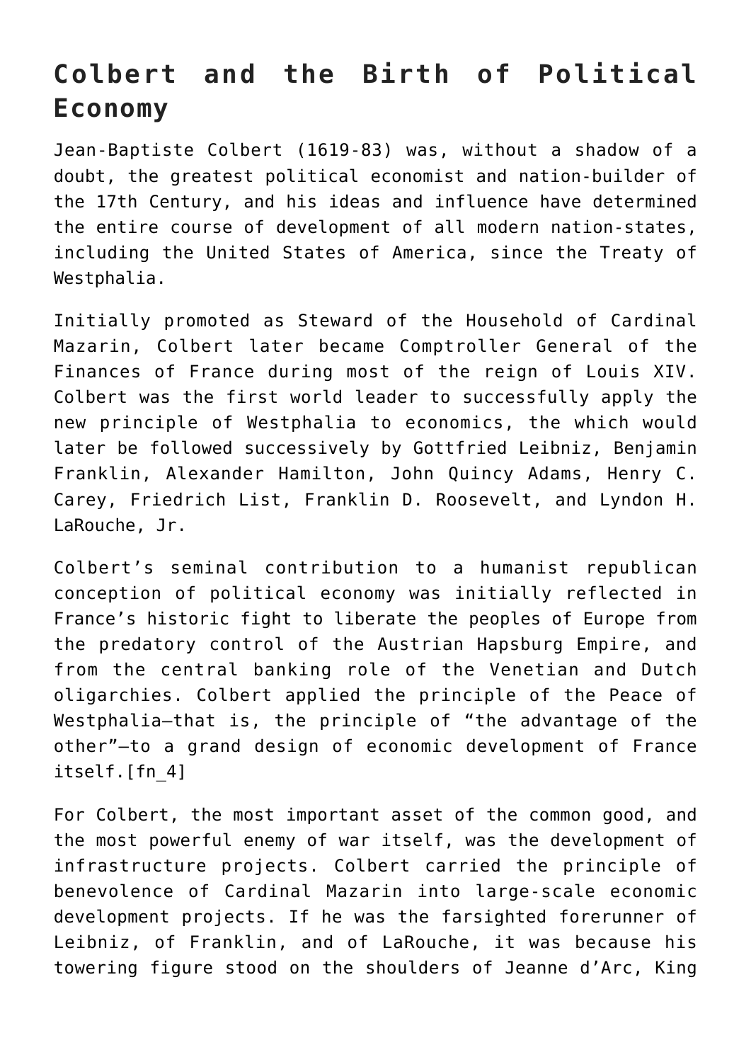## Colbert and the Birth of Political Economy

Jean-Baptiste Colbert (1619-83) was, without a shadow of a doubt, the greatest political economist and nation-builder of the 17th Century, and his ideas and influence have determined the entire course of development of all modern nation-states, including the United States of America, since the Treaty of Westphalia.

Initially promoted as Steward of the Household of Cardinal Mazarin, Colbert later became Comptroller General of the Finances of France during most of the reign of Louis XIV. Colbert was the first world leader to successfully apply the new principle of Westphalia to economics, the which would later be followed successively by Gottfried Leibniz, Benjamin Franklin, Alexander Hamilton, John Quincy Adams, Henry C. Carey, Friedrich List, Franklin D. Roosevelt, and Lyndon H. LaRouche, Jr.

Colbert's seminal contribution to a humanist republican conception of political economy was initially reflected in France's historic fight to liberate the peoples of Europe from the predatory control of the Austrian Hapsburg Empire, and from the central banking role of the Venetian and Dutch oligarchies. Colbert applied the principle of the Peace of Westphalia—that is, the principle of "the advantage of the other"—to a grand design of economic development of France itself.[fn_4]

For Colbert, the most important asset of the common good, and the most powerful enemy of war itself, was the development of infrastructure projects. Colbert carried the principle of benevolence of Cardinal Mazarin into large-scale economic development projects. If he was the farsighted forerunner of Leibniz, of Franklin, and of LaRouche, it was because his towering figure stood on the shoulders of Jeanne d'Arc, King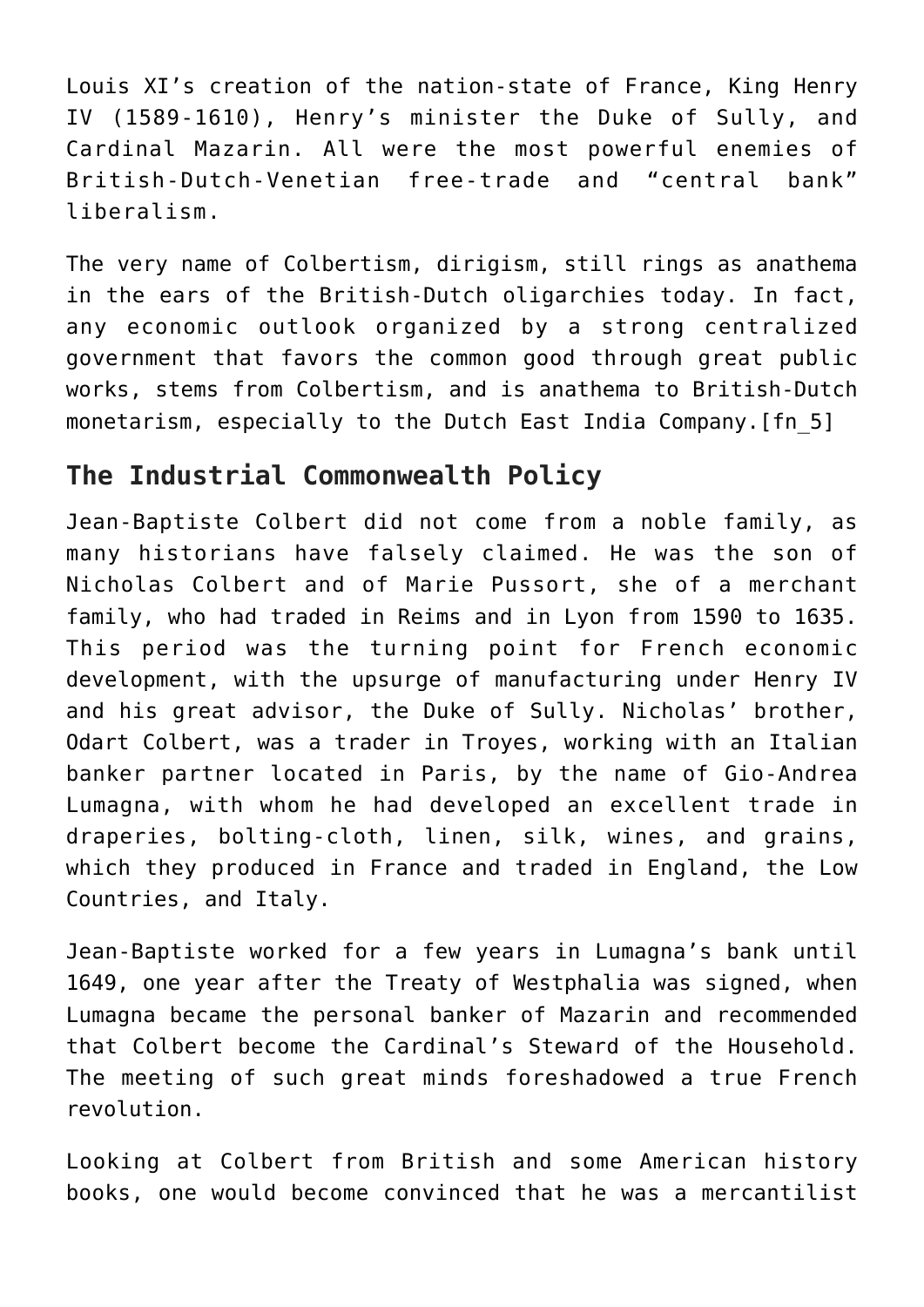Louis XI's creation of the nation-state of France, King Henry IV (1589-1610), Henry's minister the Duke of Sully, and Cardinal Mazarin. All were the most powerful enemies of British-Dutch-Venetian free-trade and "central bank" liberalism.

The very name of Colbertism, dirigism, still rings as anathema in the ears of the British-Dutch oligarchies today. In fact, any economic outlook organized by a strong centralized government that favors the common good through great public works, stems from Colbertism, and is anathema to British-Dutch monetarism, especially to the Dutch East India Company.[fn_5]

## The Industrial Commonwealth Policy

Jean-Baptiste Colbert did not come from a noble family, as many historians have falsely claimed. He was the son of Nicholas Colbert and of Marie Pussort, she of a merchant family, who had traded in Reims and in Lyon from 1590 to 1635. This period was the turning point for French economic development, with the upsurge of manufacturing under Henry IV and his great advisor, the Duke of Sully. Nicholas' brother, Odart Colbert, was a trader in Troyes, working with an Italian banker partner located in Paris, by the name of Gio-Andrea Lumagna, with whom he had developed an excellent trade in draperies, bolting-cloth, linen, silk, wines, and grains, which they produced in France and traded in England, the Low Countries, and Italy.

Jean-Baptiste worked for a few years in Lumagna's bank until 1649, one year after the Treaty of Westphalia was signed, when Lumagna became the personal banker of Mazarin and recommended that Colbert become the Cardinal's Steward of the Household. The meeting of such great minds foreshadowed a true French revolution.

Looking at Colbert from British and some American history books, one would become convinced that he was a mercantilist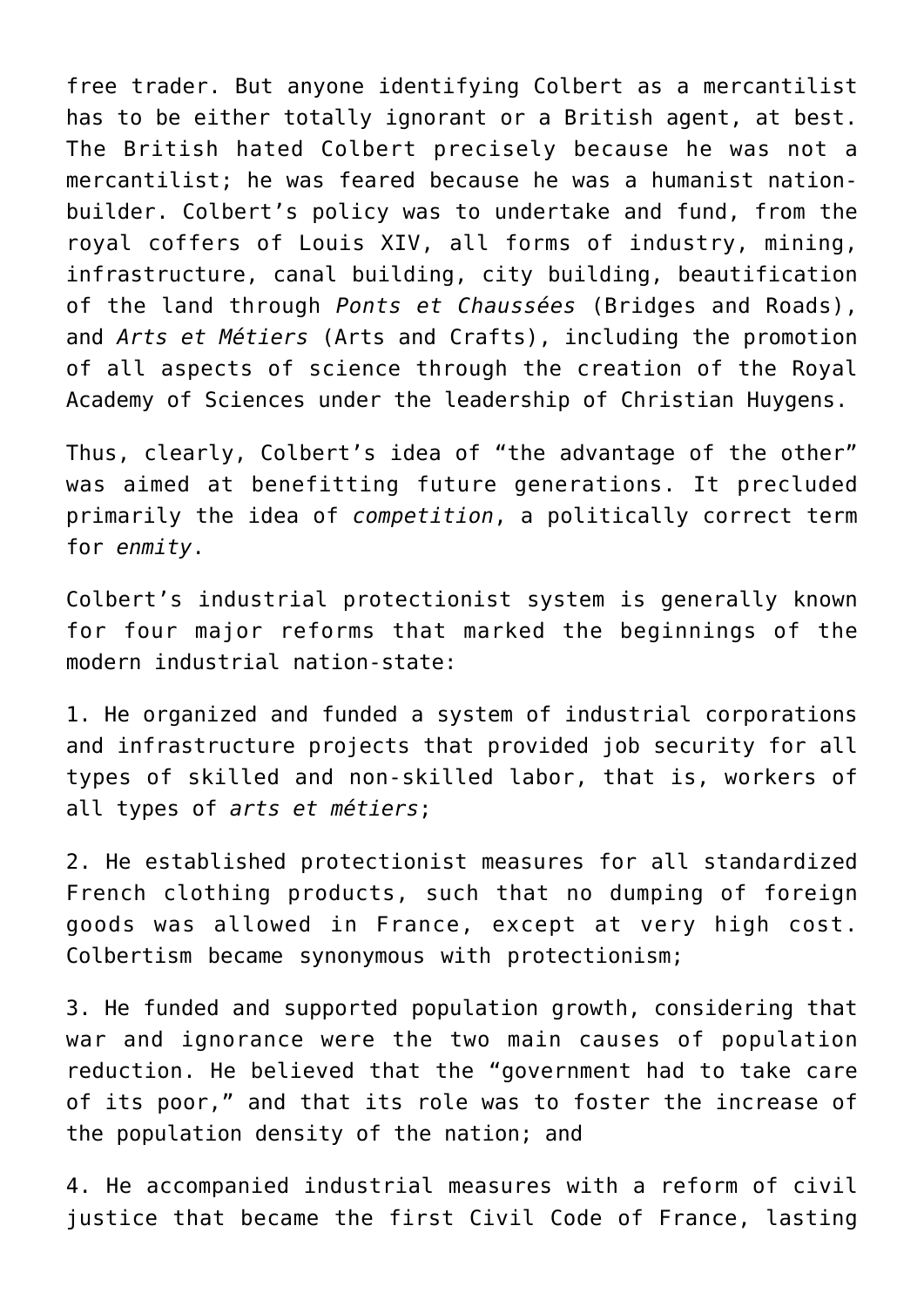free trader. But anyone identifying Colbert as a mercantilist has to be either totally ignorant or a British agent, at best. The British hated Colbert precisely because he was not a mercantilist; he was feared because he was a humanist nation-builder. Colbert's policy was to undertake and fund, from the royal coffers of Louis XIV, all forms of industry, mining, infrastructure, canal building, city building, beautification of the land through *Ponts et Chaussées* (Bridges and Roads), and *Arts et Métiers* (Arts and Crafts), including the promotion of all aspects of science through the creation of the Royal Academy of Sciences under the leadership of Christian Huygens.

Thus, clearly, Colbert's idea of "the advantage of the other" was aimed at benefitting future generations. It precluded primarily the idea of *competition*, a politically correct term for *enmity*.

Colbert's industrial protectionist system is generally known for four major reforms that marked the beginnings of the modern industrial nation-state:

1. He organized and funded a system of industrial corporations and infrastructure projects that provided job security for all types of skilled and non-skilled labor, that is, workers of all types of *arts et métiers*;

2. He established protectionist measures for all standardized French clothing products, such that no dumping of foreign goods was allowed in France, except at very high cost. Colbertism became synonymous with protectionism;

3. He funded and supported population growth, considering that war and ignorance were the two main causes of population reduction. He believed that the "government had to take care of its poor," and that its role was to foster the increase of the population density of the nation; and

4. He accompanied industrial measures with a reform of civil justice that became the first Civil Code of France, lasting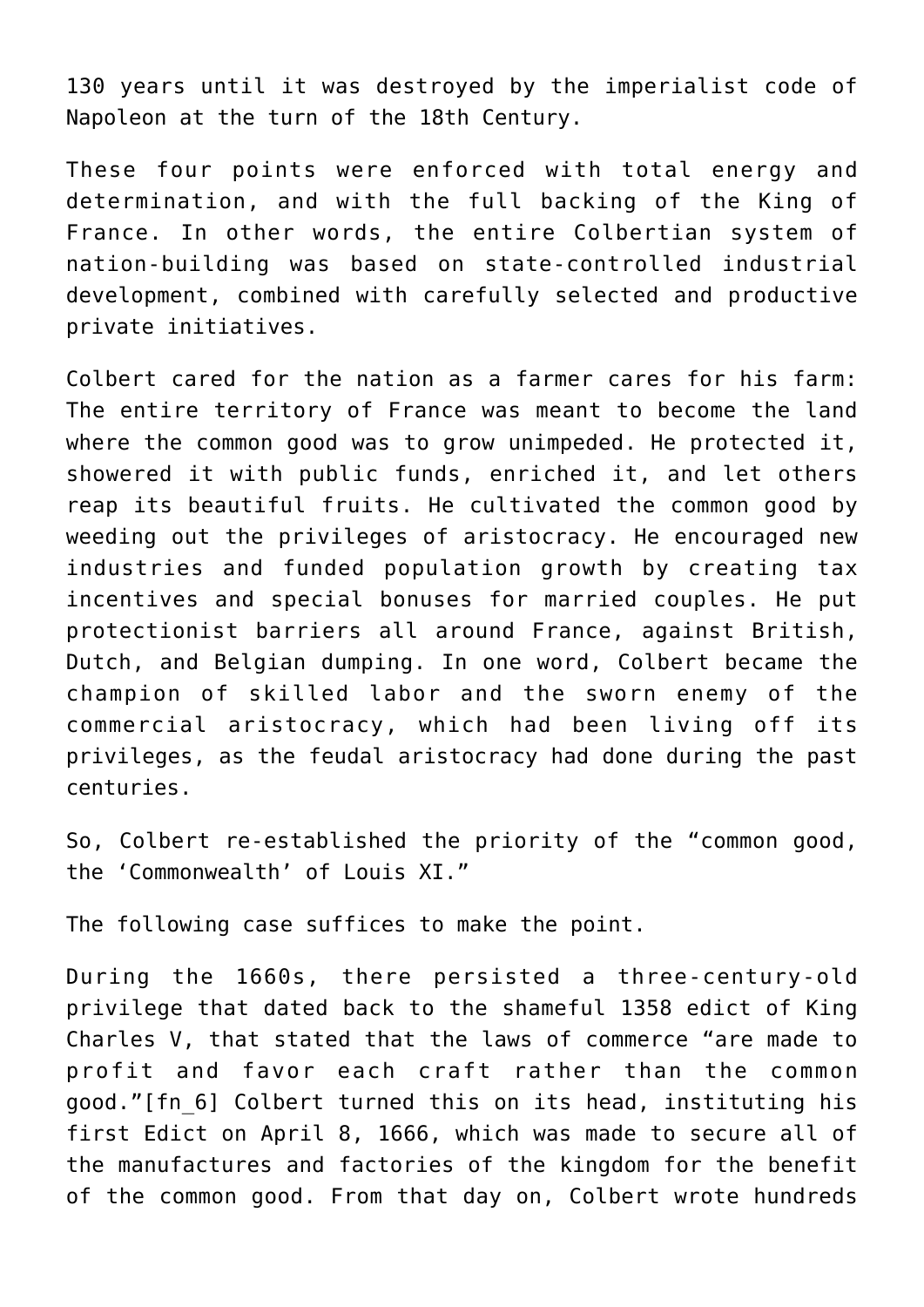130 years until it was destroyed by the imperialist code of Napoleon at the turn of the 18th Century.

These four points were enforced with total energy and determination, and with the full backing of the King of France. In other words, the entire Colbertian system of nation-building was based on state-controlled industrial development, combined with carefully selected and productive private initiatives.

Colbert cared for the nation as a farmer cares for his farm: The entire territory of France was meant to become the land where the common good was to grow unimpeded. He protected it, showered it with public funds, enriched it, and let others reap its beautiful fruits. He cultivated the common good by weeding out the privileges of aristocracy. He encouraged new industries and funded population growth by creating tax incentives and special bonuses for married couples. He put protectionist barriers all around France, against British, Dutch, and Belgian dumping. In one word, Colbert became the champion of skilled labor and the sworn enemy of the commercial aristocracy, which had been living off its privileges, as the feudal aristocracy had done during the past centuries.

So, Colbert re-established the priority of the "common good, the 'Commonwealth' of Louis XI."

The following case suffices to make the point.

During the 1660s, there persisted a three-century-old privilege that dated back to the shameful 1358 edict of King Charles V, that stated that the laws of commerce "are made to profit and favor each craft rather than the common good."[fn_6] Colbert turned this on its head, instituting his first Edict on April 8, 1666, which was made to secure all of the manufactures and factories of the kingdom for the benefit of the common good. From that day on, Colbert wrote hundreds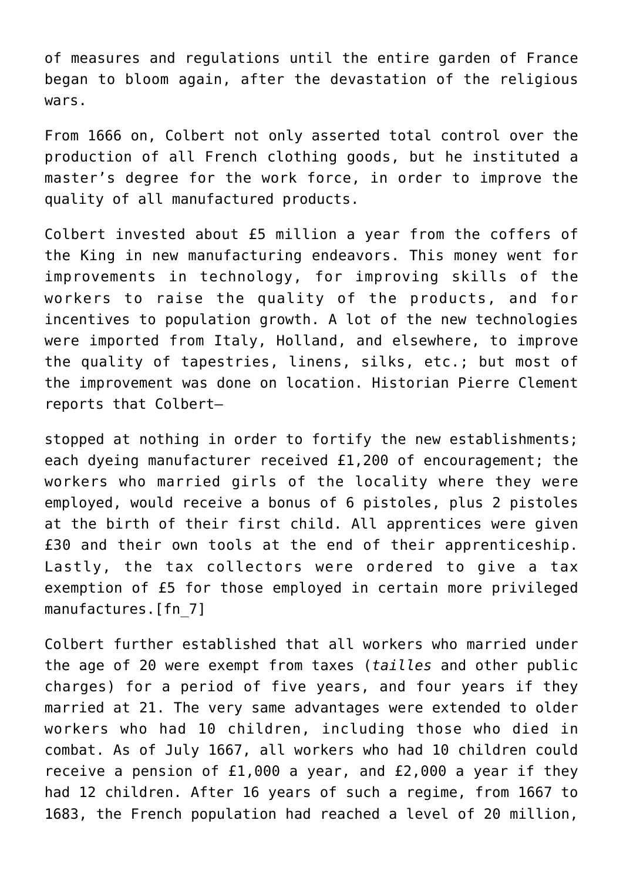of measures and regulations until the entire garden of France began to bloom again, after the devastation of the religious wars.

From 1666 on, Colbert not only asserted total control over the production of all French clothing goods, but he instituted a master's degree for the work force, in order to improve the quality of all manufactured products.

Colbert invested about £5 million a year from the coffers of the King in new manufacturing endeavors. This money went for improvements in technology, for improving skills of the workers to raise the quality of the products, and for incentives to population growth. A lot of the new technologies were imported from Italy, Holland, and elsewhere, to improve the quality of tapestries, linens, silks, etc.; but most of the improvement was done on location. Historian Pierre Clement reports that Colbert—

stopped at nothing in order to fortify the new establishments; each dyeing manufacturer received £1,200 of encouragement; the workers who married girls of the locality where they were employed, would receive a bonus of 6 pistoles, plus 2 pistoles at the birth of their first child. All apprentices were given £30 and their own tools at the end of their apprenticeship. Lastly, the tax collectors were ordered to give a tax exemption of £5 for those employed in certain more privileged manufactures.[fn_7]

Colbert further established that all workers who married under the age of 20 were exempt from taxes (*tailles* and other public charges) for a period of five years, and four years if they married at 21. The very same advantages were extended to older workers who had 10 children, including those who died in combat. As of July 1667, all workers who had 10 children could receive a pension of £1,000 a year, and £2,000 a year if they had 12 children. After 16 years of such a regime, from 1667 to 1683, the French population had reached a level of 20 million,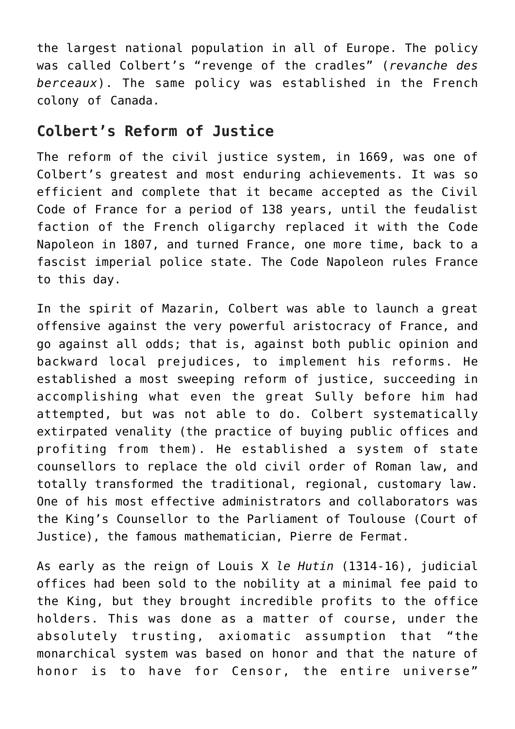the largest national population in all of Europe. The policy was called Colbert's "revenge of the cradles" (*revanche des berceaux*). The same policy was established in the French colony of Canada.

## Colbert's Reform of Justice

The reform of the civil justice system, in 1669, was one of Colbert's greatest and most enduring achievements. It was so efficient and complete that it became accepted as the Civil Code of France for a period of 138 years, until the feudalist faction of the French oligarchy replaced it with the Code Napoleon in 1807, and turned France, one more time, back to a fascist imperial police state. The Code Napoleon rules France to this day.

In the spirit of Mazarin, Colbert was able to launch a great offensive against the very powerful aristocracy of France, and go against all odds; that is, against both public opinion and backward local prejudices, to implement his reforms. He established a most sweeping reform of justice, succeeding in accomplishing what even the great Sully before him had attempted, but was not able to do. Colbert systematically extirpated venality (the practice of buying public offices and profiting from them). He established a system of state counsellors to replace the old civil order of Roman law, and totally transformed the traditional, regional, customary law. One of his most effective administrators and collaborators was the King's Counsellor to the Parliament of Toulouse (Court of Justice), the famous mathematician, Pierre de Fermat.

As early as the reign of Louis X *le Hutin* (1314-16), judicial offices had been sold to the nobility at a minimal fee paid to the King, but they brought incredible profits to the office holders. This was done as a matter of course, under the absolutely trusting, axiomatic assumption that "the monarchical system was based on honor and that the nature of honor is to have for Censor, the entire universe"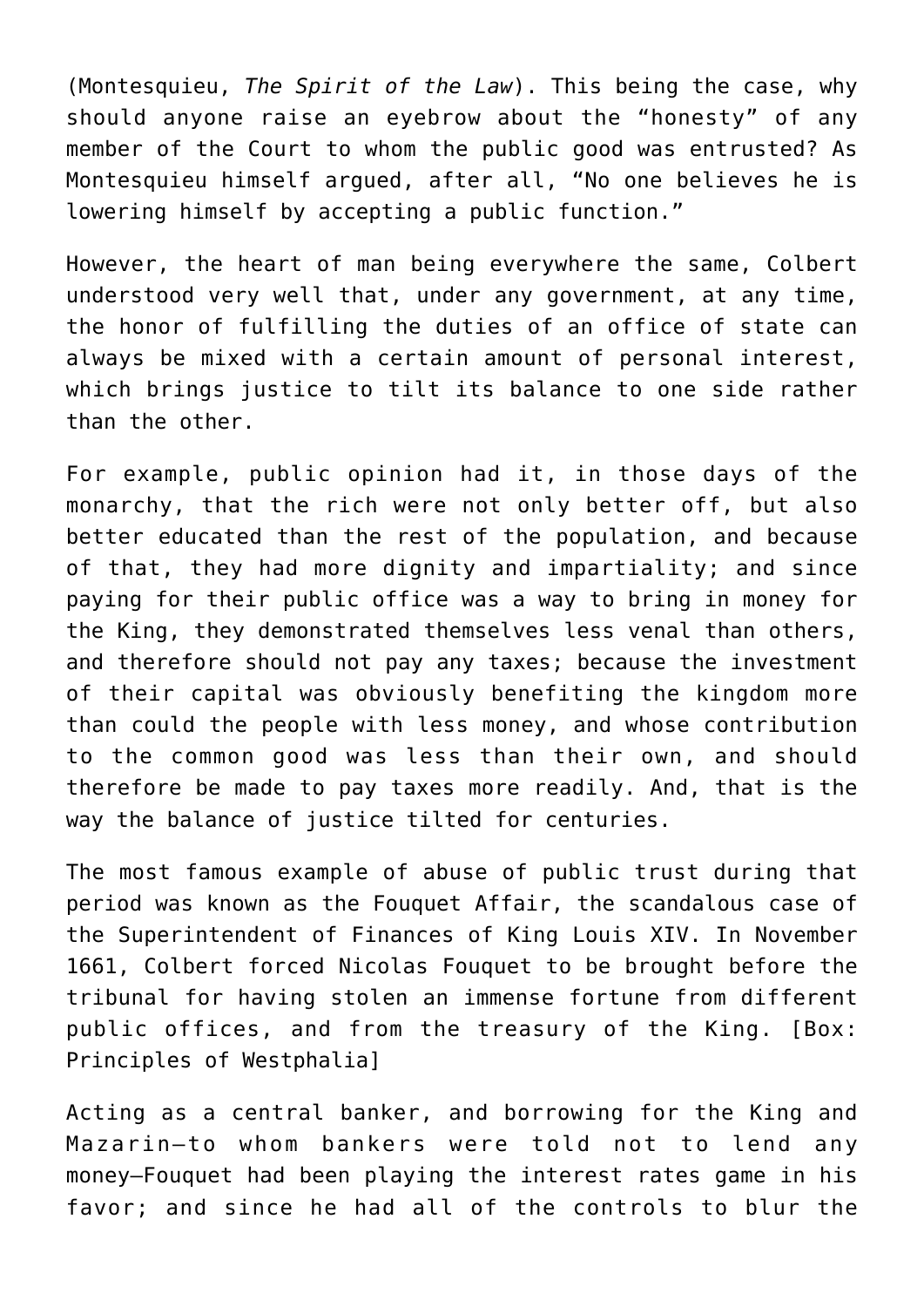(Montesquieu, *The Spirit of the Law*). This being the case, why should anyone raise an eyebrow about the "honesty" of any member of the Court to whom the public good was entrusted? As Montesquieu himself argued, after all, "No one believes he is lowering himself by accepting a public function."

However, the heart of man being everywhere the same, Colbert understood very well that, under any government, at any time, the honor of fulfilling the duties of an office of state can always be mixed with a certain amount of personal interest, which brings justice to tilt its balance to one side rather than the other.

For example, public opinion had it, in those days of the monarchy, that the rich were not only better off, but also better educated than the rest of the population, and because of that, they had more dignity and impartiality; and since paying for their public office was a way to bring in money for the King, they demonstrated themselves less venal than others, and therefore should not pay any taxes; because the investment of their capital was obviously benefiting the kingdom more than could the people with less money, and whose contribution to the common good was less than their own, and should therefore be made to pay taxes more readily. And, that is the way the balance of justice tilted for centuries.

The most famous example of abuse of public trust during that period was known as the Fouquet Affair, the scandalous case of the Superintendent of Finances of King Louis XIV. In November 1661, Colbert forced Nicolas Fouquet to be brought before the tribunal for having stolen an immense fortune from different public offices, and from the treasury of the King. [Box: Principles of Westphalia]

Acting as a central banker, and borrowing for the King and Mazarin—to whom bankers were told not to lend any money—Fouquet had been playing the interest rates game in his favor; and since he had all of the controls to blur the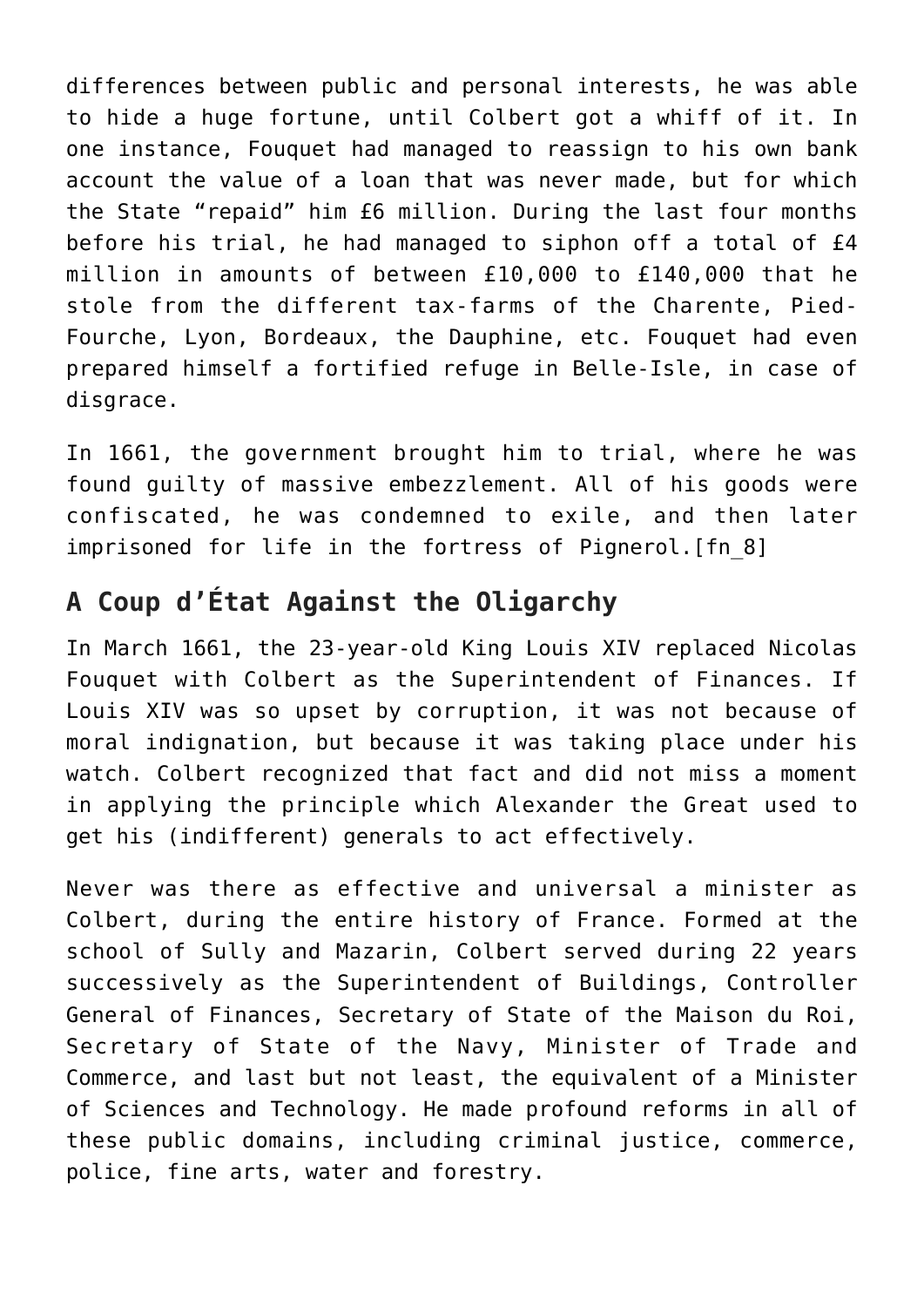differences between public and personal interests, he was able to hide a huge fortune, until Colbert got a whiff of it. In one instance, Fouquet had managed to reassign to his own bank account the value of a loan that was never made, but for which the State “repaid” him £6 million. During the last four months before his trial, he had managed to siphon off a total of £4 million in amounts of between £10,000 to £140,000 that he stole from the different tax-farms of the Charente, Pied-Fourche, Lyon, Bordeaux, the Dauphine, etc. Fouquet had even prepared himself a fortified refuge in Belle-Isle, in case of disgrace.

In 1661, the government brought him to trial, where he was found guilty of massive embezzlement. All of his goods were confiscated, he was condemned to exile, and then later imprisoned for life in the fortress of Pignerol.[fn_8]

## A Coup d’État Against the Oligarchy

In March 1661, the 23-year-old King Louis XIV replaced Nicolas Fouquet with Colbert as the Superintendent of Finances. If Louis XIV was so upset by corruption, it was not because of moral indignation, but because it was taking place under his watch. Colbert recognized that fact and did not miss a moment in applying the principle which Alexander the Great used to get his (indifferent) generals to act effectively.

Never was there as effective and universal a minister as Colbert, during the entire history of France. Formed at the school of Sully and Mazarin, Colbert served during 22 years successively as the Superintendent of Buildings, Controller General of Finances, Secretary of State of the Maison du Roi, Secretary of State of the Navy, Minister of Trade and Commerce, and last but not least, the equivalent of a Minister of Sciences and Technology. He made profound reforms in all of these public domains, including criminal justice, commerce, police, fine arts, water and forestry.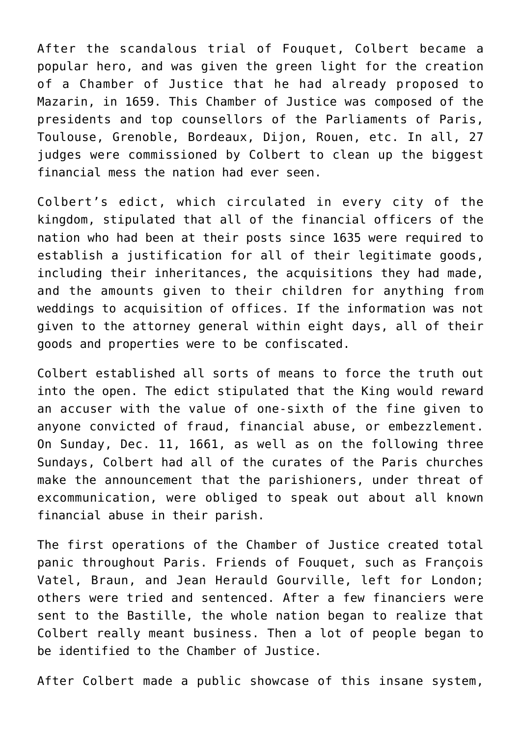After the scandalous trial of Fouquet, Colbert became a popular hero, and was given the green light for the creation of a Chamber of Justice that he had already proposed to Mazarin, in 1659. This Chamber of Justice was composed of the presidents and top counsellors of the Parliaments of Paris, Toulouse, Grenoble, Bordeaux, Dijon, Rouen, etc. In all, 27 judges were commissioned by Colbert to clean up the biggest financial mess the nation had ever seen.

Colbert's edict, which circulated in every city of the kingdom, stipulated that all of the financial officers of the nation who had been at their posts since 1635 were required to establish a justification for all of their legitimate goods, including their inheritances, the acquisitions they had made, and the amounts given to their children for anything from weddings to acquisition of offices. If the information was not given to the attorney general within eight days, all of their goods and properties were to be confiscated.

Colbert established all sorts of means to force the truth out into the open. The edict stipulated that the King would reward an accuser with the value of one-sixth of the fine given to anyone convicted of fraud, financial abuse, or embezzlement. On Sunday, Dec. 11, 1661, as well as on the following three Sundays, Colbert had all of the curates of the Paris churches make the announcement that the parishioners, under threat of excommunication, were obliged to speak out about all known financial abuse in their parish.

The first operations of the Chamber of Justice created total panic throughout Paris. Friends of Fouquet, such as François Vatel, Braun, and Jean Herauld Gourville, left for London; others were tried and sentenced. After a few financiers were sent to the Bastille, the whole nation began to realize that Colbert really meant business. Then a lot of people began to be identified to the Chamber of Justice.

After Colbert made a public showcase of this insane system,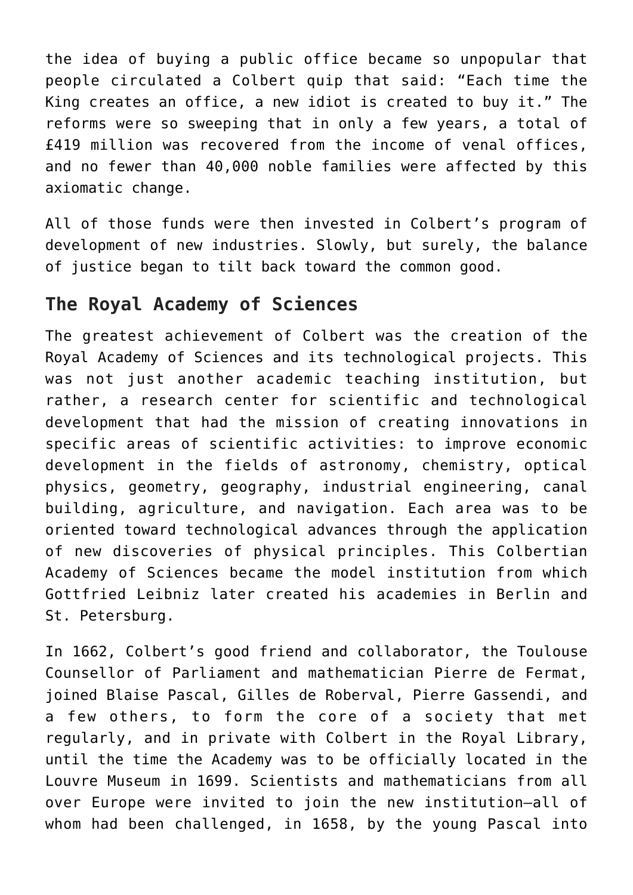the idea of buying a public office became so unpopular that people circulated a Colbert quip that said: "Each time the King creates an office, a new idiot is created to buy it." The reforms were so sweeping that in only a few years, a total of £419 million was recovered from the income of venal offices, and no fewer than 40,000 noble families were affected by this axiomatic change.

All of those funds were then invested in Colbert's program of development of new industries. Slowly, but surely, the balance of justice began to tilt back toward the common good.

## The Royal Academy of Sciences

The greatest achievement of Colbert was the creation of the Royal Academy of Sciences and its technological projects. This was not just another academic teaching institution, but rather, a research center for scientific and technological development that had the mission of creating innovations in specific areas of scientific activities: to improve economic development in the fields of astronomy, chemistry, optical physics, geometry, geography, industrial engineering, canal building, agriculture, and navigation. Each area was to be oriented toward technological advances through the application of new discoveries of physical principles. This Colbertian Academy of Sciences became the model institution from which Gottfried Leibniz later created his academies in Berlin and St. Petersburg.

In 1662, Colbert's good friend and collaborator, the Toulouse Counsellor of Parliament and mathematician Pierre de Fermat, joined Blaise Pascal, Gilles de Roberval, Pierre Gassendi, and a few others, to form the core of a society that met regularly, and in private with Colbert in the Royal Library, until the time the Academy was to be officially located in the Louvre Museum in 1699. Scientists and mathematicians from all over Europe were invited to join the new institution—all of whom had been challenged, in 1658, by the young Pascal into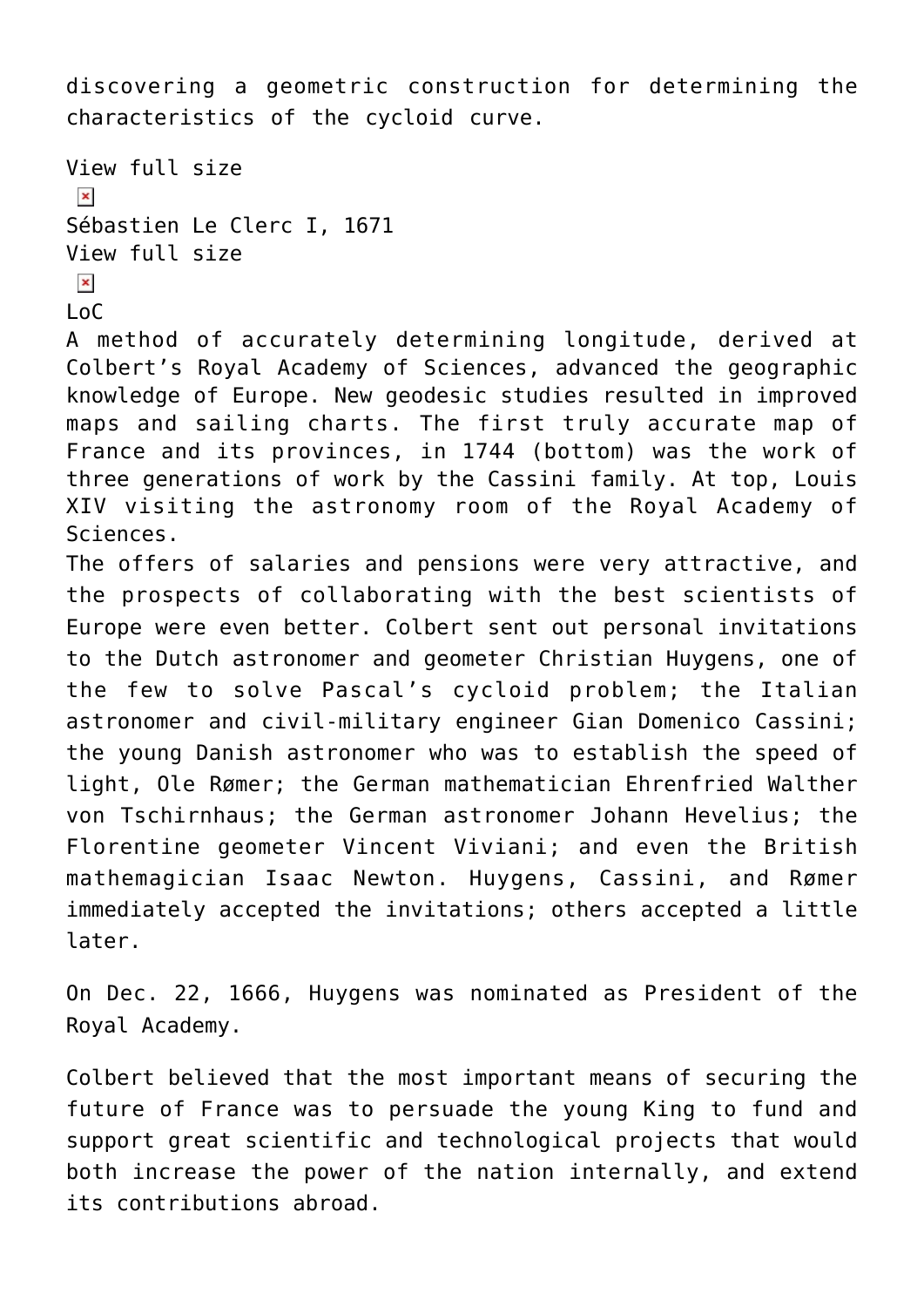discovering a geometric construction for determining the characteristics of the cycloid curve.

View full size

Sébastien Le Clerc I, 1671

View full size

LoC

A method of accurately determining longitude, derived at Colbert's Royal Academy of Sciences, advanced the geographic knowledge of Europe. New geodesic studies resulted in improved maps and sailing charts. The first truly accurate map of France and its provinces, in 1744 (bottom) was the work of three generations of work by the Cassini family. At top, Louis XIV visiting the astronomy room of the Royal Academy of Sciences.

The offers of salaries and pensions were very attractive, and the prospects of collaborating with the best scientists of Europe were even better. Colbert sent out personal invitations to the Dutch astronomer and geometer Christian Huygens, one of the few to solve Pascal's cycloid problem; the Italian astronomer and civil-military engineer Gian Domenico Cassini; the young Danish astronomer who was to establish the speed of light, Ole Rømer; the German mathematician Ehrenfried Walther von Tschirnhaus; the German astronomer Johann Hevelius; the Florentine geometer Vincent Viviani; and even the British mathemagician Isaac Newton. Huygens, Cassini, and Rømer immediately accepted the invitations; others accepted a little later.

On Dec. 22, 1666, Huygens was nominated as President of the Royal Academy.

Colbert believed that the most important means of securing the future of France was to persuade the young King to fund and support great scientific and technological projects that would both increase the power of the nation internally, and extend its contributions abroad.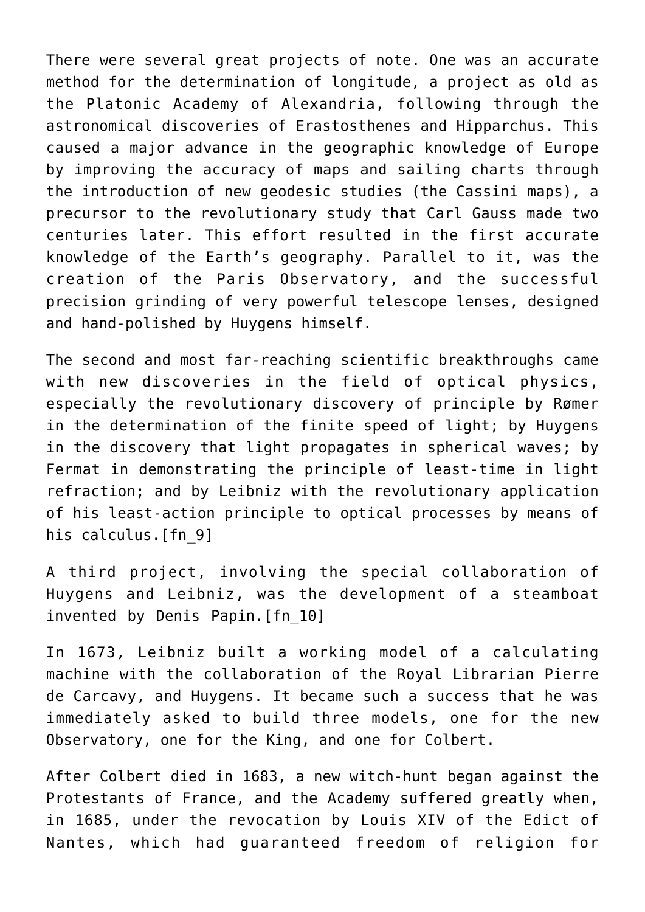There were several great projects of note. One was an accurate method for the determination of longitude, a project as old as the Platonic Academy of Alexandria, following through the astronomical discoveries of Erastosthenes and Hipparchus. This caused a major advance in the geographic knowledge of Europe by improving the accuracy of maps and sailing charts through the introduction of new geodesic studies (the Cassini maps), a precursor to the revolutionary study that Carl Gauss made two centuries later. This effort resulted in the first accurate knowledge of the Earth's geography. Parallel to it, was the creation of the Paris Observatory, and the successful precision grinding of very powerful telescope lenses, designed and hand-polished by Huygens himself.

The second and most far-reaching scientific breakthroughs came with new discoveries in the field of optical physics, especially the revolutionary discovery of principle by Rømer in the determination of the finite speed of light; by Huygens in the discovery that light propagates in spherical waves; by Fermat in demonstrating the principle of least-time in light refraction; and by Leibniz with the revolutionary application of his least-action principle to optical processes by means of his calculus.[fn_9]

A third project, involving the special collaboration of Huygens and Leibniz, was the development of a steamboat invented by Denis Papin.[fn_10]

In 1673, Leibniz built a working model of a calculating machine with the collaboration of the Royal Librarian Pierre de Carcavy, and Huygens. It became such a success that he was immediately asked to build three models, one for the new Observatory, one for the King, and one for Colbert.

After Colbert died in 1683, a new witch-hunt began against the Protestants of France, and the Academy suffered greatly when, in 1685, under the revocation by Louis XIV of the Edict of Nantes, which had guaranteed freedom of religion for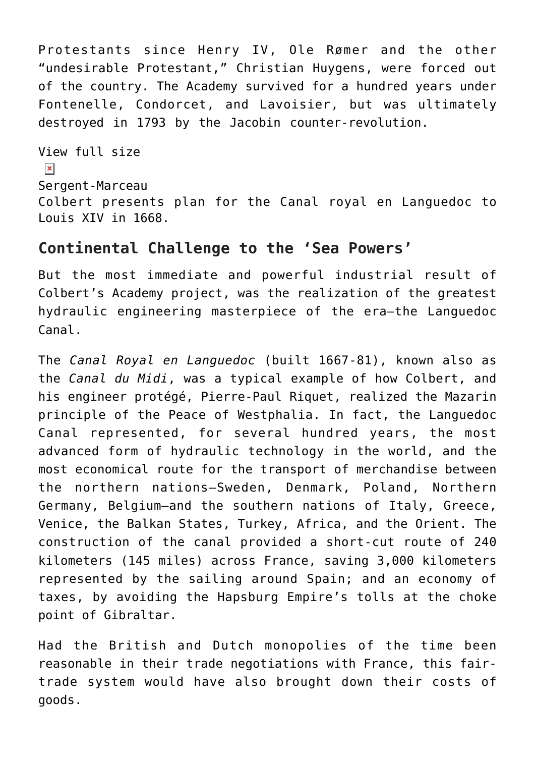Protestants since Henry IV, Ole Rømer and the other "undesirable Protestant," Christian Huygens, were forced out of the country. The Academy survived for a hundred years under Fontenelle, Condorcet, and Lavoisier, but was ultimately destroyed in 1793 by the Jacobin counter-revolution.

View full size

Sergent-Marceau
Colbert presents plan for the Canal royal en Languedoc to Louis XIV in 1668.

## Continental Challenge to the 'Sea Powers'

But the most immediate and powerful industrial result of Colbert's Academy project, was the realization of the greatest hydraulic engineering masterpiece of the era—the Languedoc Canal.

The *Canal Royal en Languedoc* (built 1667-81), known also as the *Canal du Midi*, was a typical example of how Colbert, and his engineer protégé, Pierre-Paul Riquet, realized the Mazarin principle of the Peace of Westphalia. In fact, the Languedoc Canal represented, for several hundred years, the most advanced form of hydraulic technology in the world, and the most economical route for the transport of merchandise between the northern nations—Sweden, Denmark, Poland, Northern Germany, Belgium—and the southern nations of Italy, Greece, Venice, the Balkan States, Turkey, Africa, and the Orient. The construction of the canal provided a short-cut route of 240 kilometers (145 miles) across France, saving 3,000 kilometers represented by the sailing around Spain; and an economy of taxes, by avoiding the Hapsburg Empire's tolls at the choke point of Gibraltar.

Had the British and Dutch monopolies of the time been reasonable in their trade negotiations with France, this fair-trade system would have also brought down their costs of goods.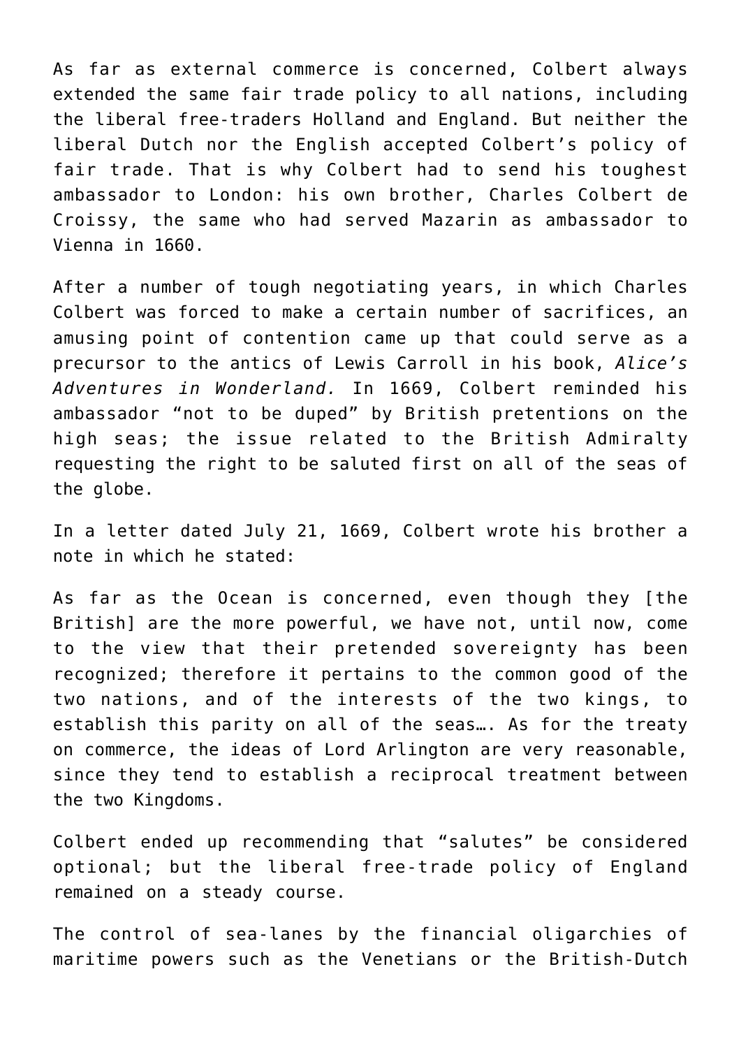As far as external commerce is concerned, Colbert always extended the same fair trade policy to all nations, including the liberal free-traders Holland and England. But neither the liberal Dutch nor the English accepted Colbert's policy of fair trade. That is why Colbert had to send his toughest ambassador to London: his own brother, Charles Colbert de Croissy, the same who had served Mazarin as ambassador to Vienna in 1660.

After a number of tough negotiating years, in which Charles Colbert was forced to make a certain number of sacrifices, an amusing point of contention came up that could serve as a precursor to the antics of Lewis Carroll in his book, *Alice's Adventures in Wonderland.* In 1669, Colbert reminded his ambassador "not to be duped" by British pretentions on the high seas; the issue related to the British Admiralty requesting the right to be saluted first on all of the seas of the globe.

In a letter dated July 21, 1669, Colbert wrote his brother a note in which he stated:

As far as the Ocean is concerned, even though they [the British] are the more powerful, we have not, until now, come to the view that their pretended sovereignty has been recognized; therefore it pertains to the common good of the two nations, and of the interests of the two kings, to establish this parity on all of the seas…. As for the treaty on commerce, the ideas of Lord Arlington are very reasonable, since they tend to establish a reciprocal treatment between the two Kingdoms.

Colbert ended up recommending that "salutes" be considered optional; but the liberal free-trade policy of England remained on a steady course.

The control of sea-lanes by the financial oligarchies of maritime powers such as the Venetians or the British-Dutch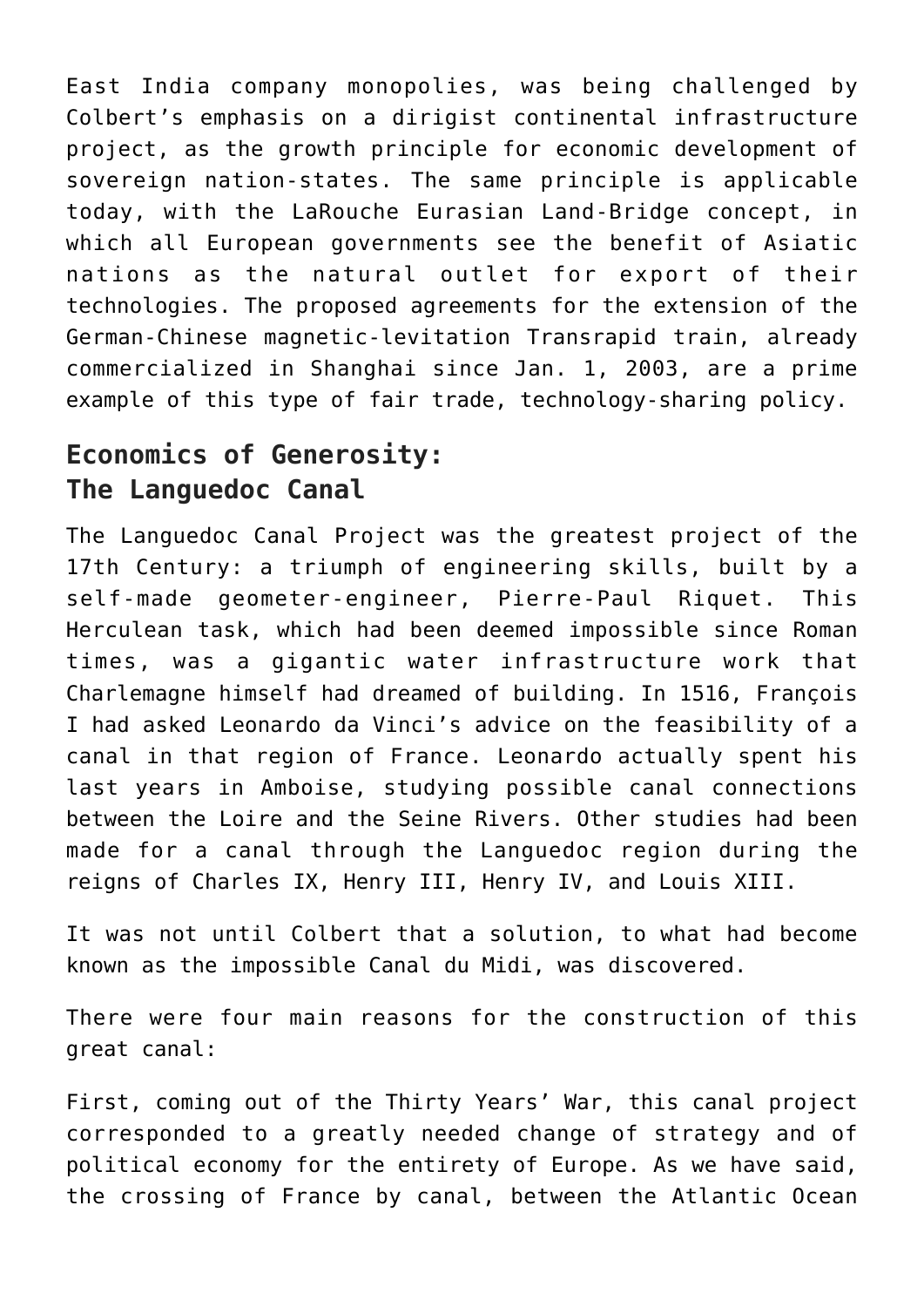East India company monopolies, was being challenged by Colbert's emphasis on a dirigist continental infrastructure project, as the growth principle for economic development of sovereign nation-states. The same principle is applicable today, with the LaRouche Eurasian Land-Bridge concept, in which all European governments see the benefit of Asiatic nations as the natural outlet for export of their technologies. The proposed agreements for the extension of the German-Chinese magnetic-levitation Transrapid train, already commercialized in Shanghai since Jan. 1, 2003, are a prime example of this type of fair trade, technology-sharing policy.

## Economics of Generosity: The Languedoc Canal

The Languedoc Canal Project was the greatest project of the 17th Century: a triumph of engineering skills, built by a self-made geometer-engineer, Pierre-Paul Riquet. This Herculean task, which had been deemed impossible since Roman times, was a gigantic water infrastructure work that Charlemagne himself had dreamed of building. In 1516, François I had asked Leonardo da Vinci's advice on the feasibility of a canal in that region of France. Leonardo actually spent his last years in Amboise, studying possible canal connections between the Loire and the Seine Rivers. Other studies had been made for a canal through the Languedoc region during the reigns of Charles IX, Henry III, Henry IV, and Louis XIII.

It was not until Colbert that a solution, to what had become known as the impossible Canal du Midi, was discovered.

There were four main reasons for the construction of this great canal:

First, coming out of the Thirty Years' War, this canal project corresponded to a greatly needed change of strategy and of political economy for the entirety of Europe. As we have said, the crossing of France by canal, between the Atlantic Ocean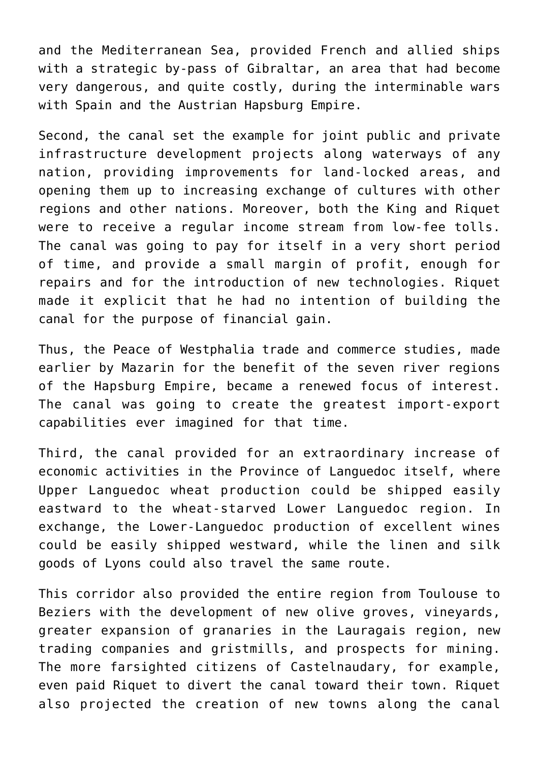and the Mediterranean Sea, provided French and allied ships with a strategic by-pass of Gibraltar, an area that had become very dangerous, and quite costly, during the interminable wars with Spain and the Austrian Hapsburg Empire.

Second, the canal set the example for joint public and private infrastructure development projects along waterways of any nation, providing improvements for land-locked areas, and opening them up to increasing exchange of cultures with other regions and other nations. Moreover, both the King and Riquet were to receive a regular income stream from low-fee tolls. The canal was going to pay for itself in a very short period of time, and provide a small margin of profit, enough for repairs and for the introduction of new technologies. Riquet made it explicit that he had no intention of building the canal for the purpose of financial gain.

Thus, the Peace of Westphalia trade and commerce studies, made earlier by Mazarin for the benefit of the seven river regions of the Hapsburg Empire, became a renewed focus of interest. The canal was going to create the greatest import-export capabilities ever imagined for that time.

Third, the canal provided for an extraordinary increase of economic activities in the Province of Languedoc itself, where Upper Languedoc wheat production could be shipped easily eastward to the wheat-starved Lower Languedoc region. In exchange, the Lower-Languedoc production of excellent wines could be easily shipped westward, while the linen and silk goods of Lyons could also travel the same route.

This corridor also provided the entire region from Toulouse to Beziers with the development of new olive groves, vineyards, greater expansion of granaries in the Lauragais region, new trading companies and gristmills, and prospects for mining. The more farsighted citizens of Castelnaudary, for example, even paid Riquet to divert the canal toward their town. Riquet also projected the creation of new towns along the canal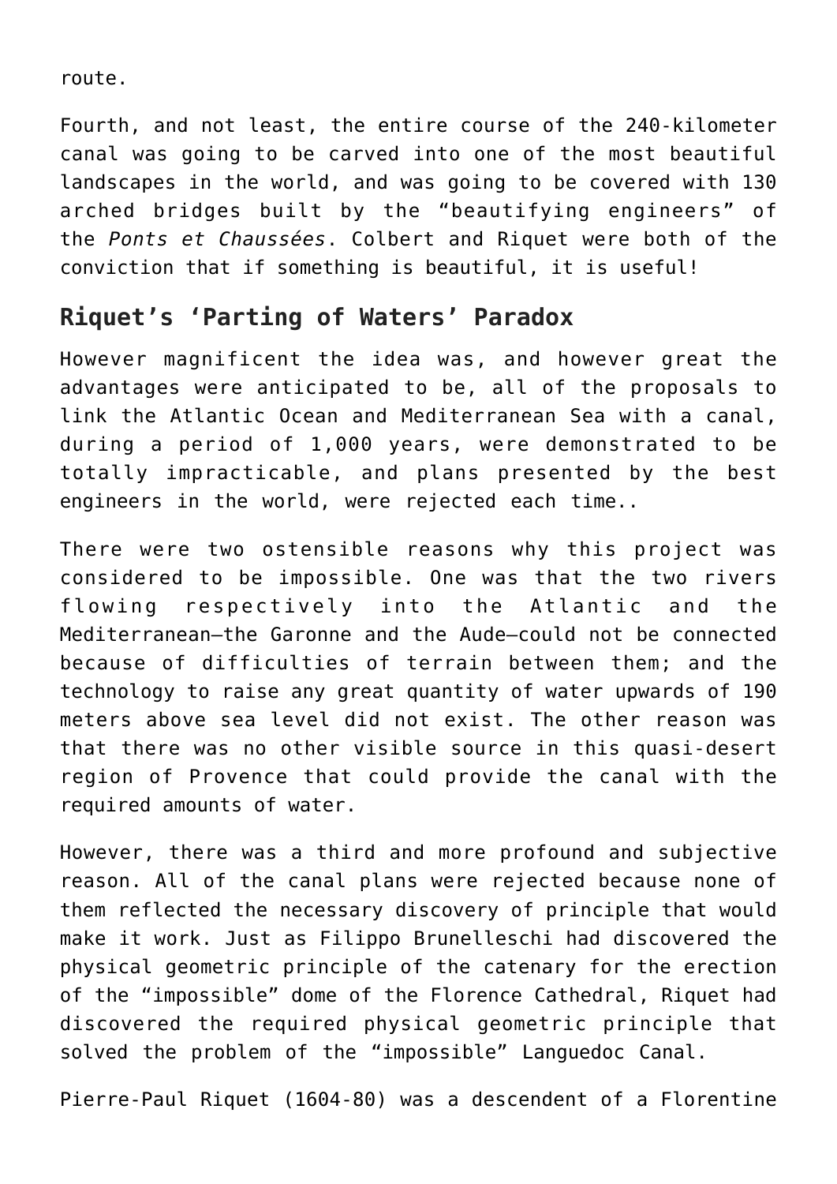route.

Fourth, and not least, the entire course of the 240-kilometer canal was going to be carved into one of the most beautiful landscapes in the world, and was going to be covered with 130 arched bridges built by the “beautifying engineers” of the *Ponts et Chaussées*. Colbert and Riquet were both of the conviction that if something is beautiful, it is useful!

## Riquet’s ‘Parting of Waters’ Paradox

However magnificent the idea was, and however great the advantages were anticipated to be, all of the proposals to link the Atlantic Ocean and Mediterranean Sea with a canal, during a period of 1,000 years, were demonstrated to be totally impracticable, and plans presented by the best engineers in the world, were rejected each time..

There were two ostensible reasons why this project was considered to be impossible. One was that the two rivers flowing respectively into the Atlantic and the Mediterranean—the Garonne and the Aude—could not be connected because of difficulties of terrain between them; and the technology to raise any great quantity of water upwards of 190 meters above sea level did not exist. The other reason was that there was no other visible source in this quasi-desert region of Provence that could provide the canal with the required amounts of water.

However, there was a third and more profound and subjective reason. All of the canal plans were rejected because none of them reflected the necessary discovery of principle that would make it work. Just as Filippo Brunelleschi had discovered the physical geometric principle of the catenary for the erection of the “impossible” dome of the Florence Cathedral, Riquet had discovered the required physical geometric principle that solved the problem of the “impossible” Languedoc Canal.

Pierre-Paul Riquet (1604-80) was a descendent of a Florentine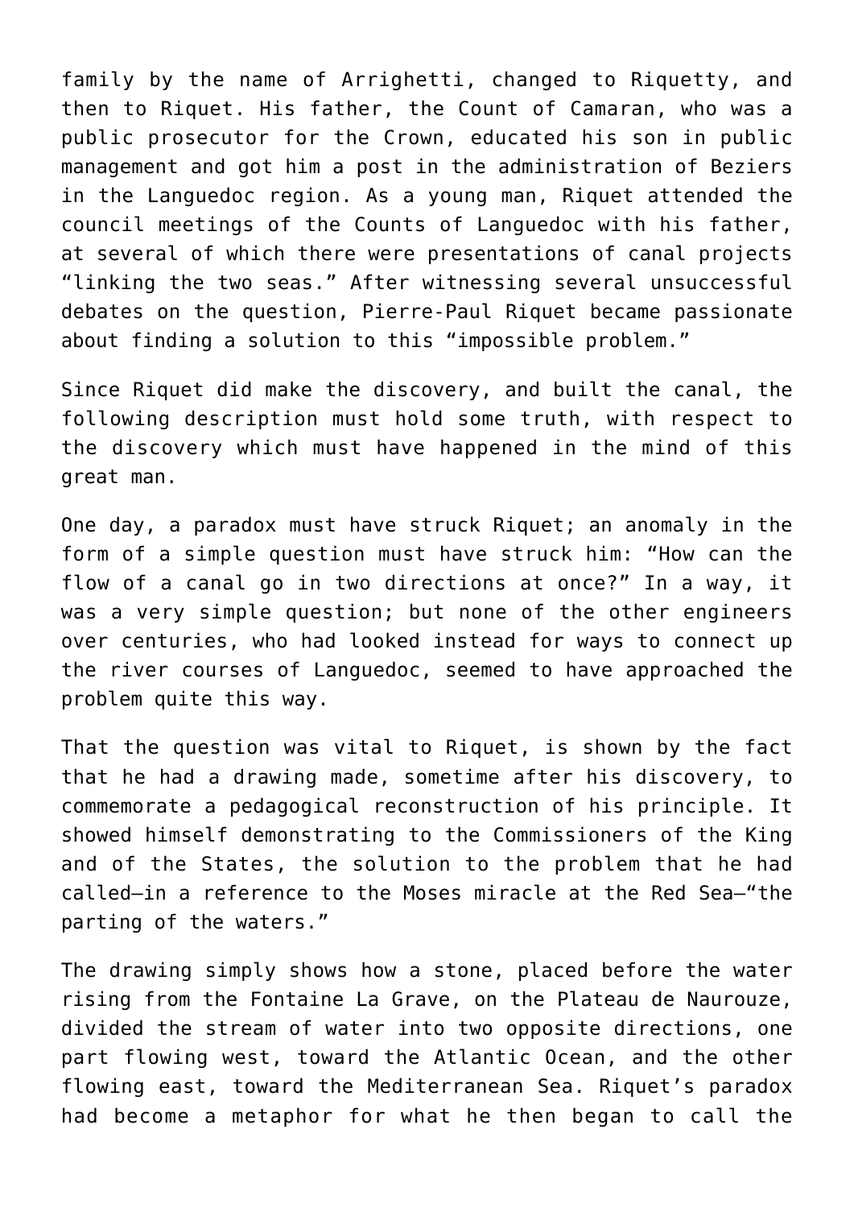family by the name of Arrighetti, changed to Riquetty, and then to Riquet. His father, the Count of Camaran, who was a public prosecutor for the Crown, educated his son in public management and got him a post in the administration of Beziers in the Languedoc region. As a young man, Riquet attended the council meetings of the Counts of Languedoc with his father, at several of which there were presentations of canal projects "linking the two seas." After witnessing several unsuccessful debates on the question, Pierre-Paul Riquet became passionate about finding a solution to this "impossible problem."

Since Riquet did make the discovery, and built the canal, the following description must hold some truth, with respect to the discovery which must have happened in the mind of this great man.

One day, a paradox must have struck Riquet; an anomaly in the form of a simple question must have struck him: "How can the flow of a canal go in two directions at once?" In a way, it was a very simple question; but none of the other engineers over centuries, who had looked instead for ways to connect up the river courses of Languedoc, seemed to have approached the problem quite this way.

That the question was vital to Riquet, is shown by the fact that he had a drawing made, sometime after his discovery, to commemorate a pedagogical reconstruction of his principle. It showed himself demonstrating to the Commissioners of the King and of the States, the solution to the problem that he had called—in a reference to the Moses miracle at the Red Sea—"the parting of the waters."

The drawing simply shows how a stone, placed before the water rising from the Fontaine La Grave, on the Plateau de Naurouze, divided the stream of water into two opposite directions, one part flowing west, toward the Atlantic Ocean, and the other flowing east, toward the Mediterranean Sea. Riquet's paradox had become a metaphor for what he then began to call the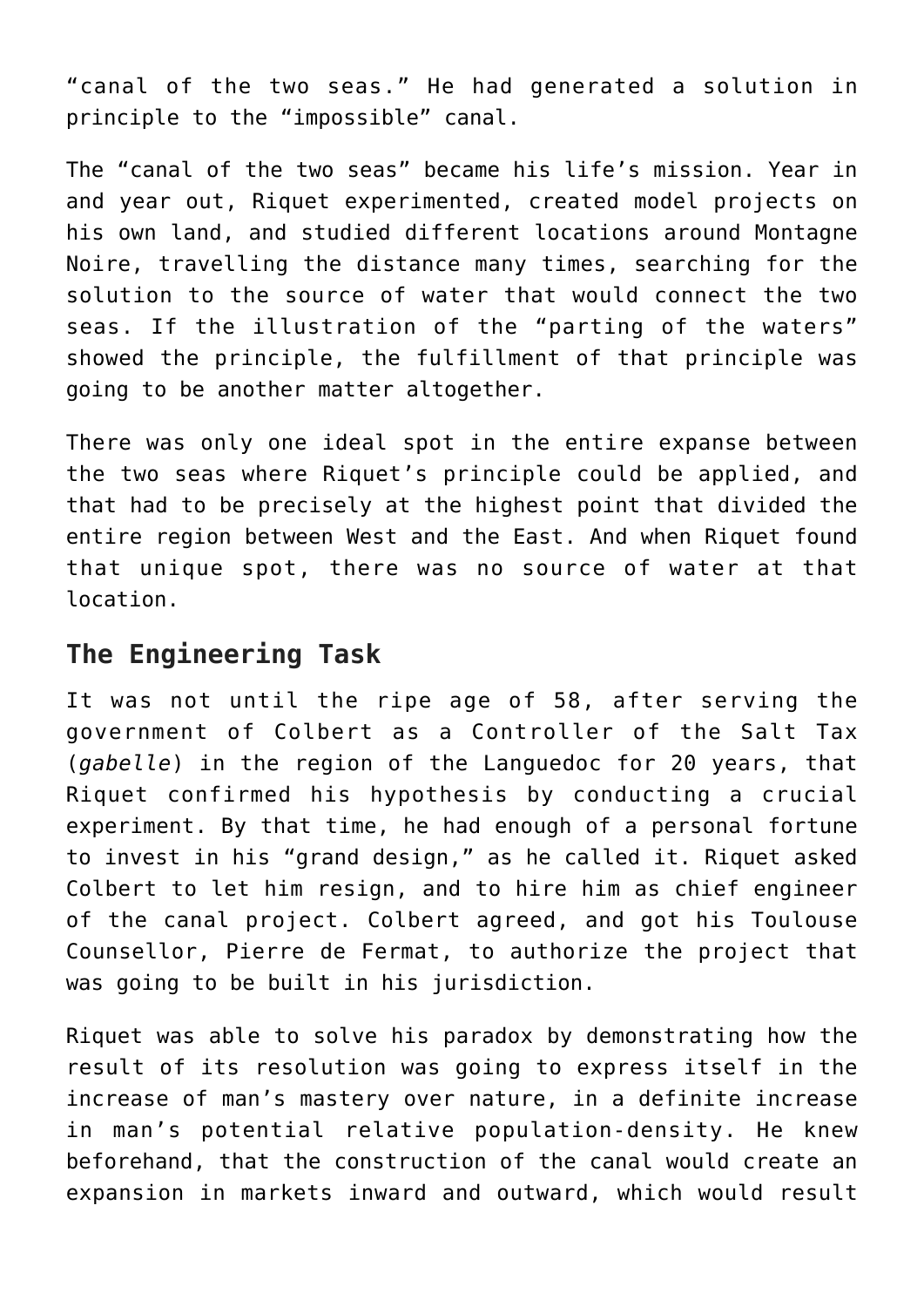"canal of the two seas." He had generated a solution in principle to the "impossible" canal.

The "canal of the two seas" became his life's mission. Year in and year out, Riquet experimented, created model projects on his own land, and studied different locations around Montagne Noire, travelling the distance many times, searching for the solution to the source of water that would connect the two seas. If the illustration of the "parting of the waters" showed the principle, the fulfillment of that principle was going to be another matter altogether.

There was only one ideal spot in the entire expanse between the two seas where Riquet's principle could be applied, and that had to be precisely at the highest point that divided the entire region between West and the East. And when Riquet found that unique spot, there was no source of water at that location.

## The Engineering Task

It was not until the ripe age of 58, after serving the government of Colbert as a Controller of the Salt Tax (*gabelle*) in the region of the Languedoc for 20 years, that Riquet confirmed his hypothesis by conducting a crucial experiment. By that time, he had enough of a personal fortune to invest in his "grand design," as he called it. Riquet asked Colbert to let him resign, and to hire him as chief engineer of the canal project. Colbert agreed, and got his Toulouse Counsellor, Pierre de Fermat, to authorize the project that was going to be built in his jurisdiction.

Riquet was able to solve his paradox by demonstrating how the result of its resolution was going to express itself in the increase of man's mastery over nature, in a definite increase in man's potential relative population-density. He knew beforehand, that the construction of the canal would create an expansion in markets inward and outward, which would result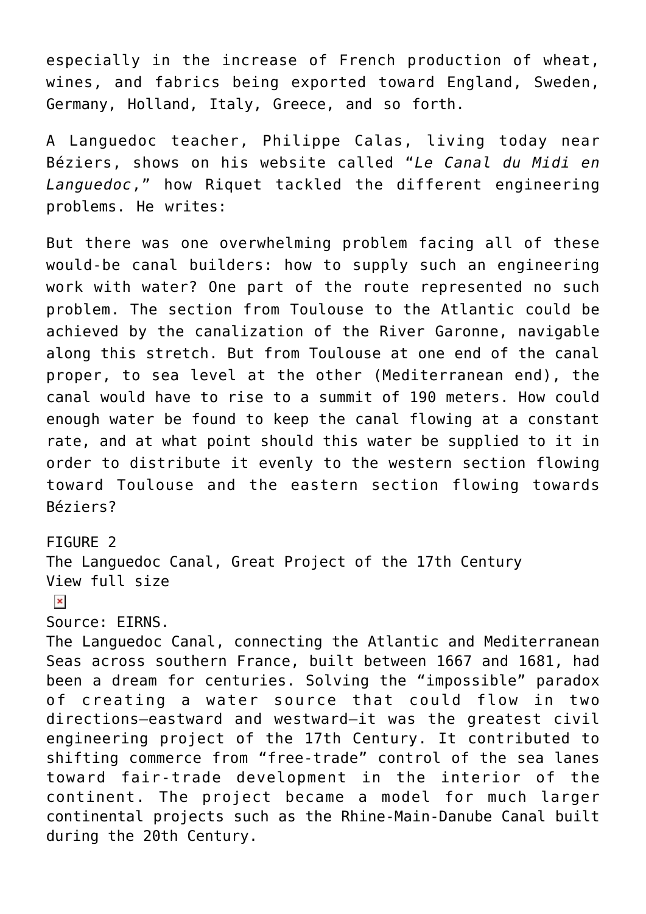especially in the increase of French production of wheat, wines, and fabrics being exported toward England, Sweden, Germany, Holland, Italy, Greece, and so forth.

A Languedoc teacher, Philippe Calas, living today near Béziers, shows on his website called "*Le Canal du Midi en Languedoc*," how Riquet tackled the different engineering problems. He writes:

But there was one overwhelming problem facing all of these would-be canal builders: how to supply such an engineering work with water? One part of the route represented no such problem. The section from Toulouse to the Atlantic could be achieved by the canalization of the River Garonne, navigable along this stretch. But from Toulouse at one end of the canal proper, to sea level at the other (Mediterranean end), the canal would have to rise to a summit of 190 meters. How could enough water be found to keep the canal flowing at a constant rate, and at what point should this water be supplied to it in order to distribute it evenly to the western section flowing toward Toulouse and the eastern section flowing towards Béziers?

FIGURE 2
The Languedoc Canal, Great Project of the 17th Century
View full size

Source: EIRNS.
The Languedoc Canal, connecting the Atlantic and Mediterranean Seas across southern France, built between 1667 and 1681, had been a dream for centuries. Solving the "impossible" paradox of creating a water source that could flow in two directions—eastward and westward—it was the greatest civil engineering project of the 17th Century. It contributed to shifting commerce from "free-trade" control of the sea lanes toward fair-trade development in the interior of the continent. The project became a model for much larger continental projects such as the Rhine-Main-Danube Canal built during the 20th Century.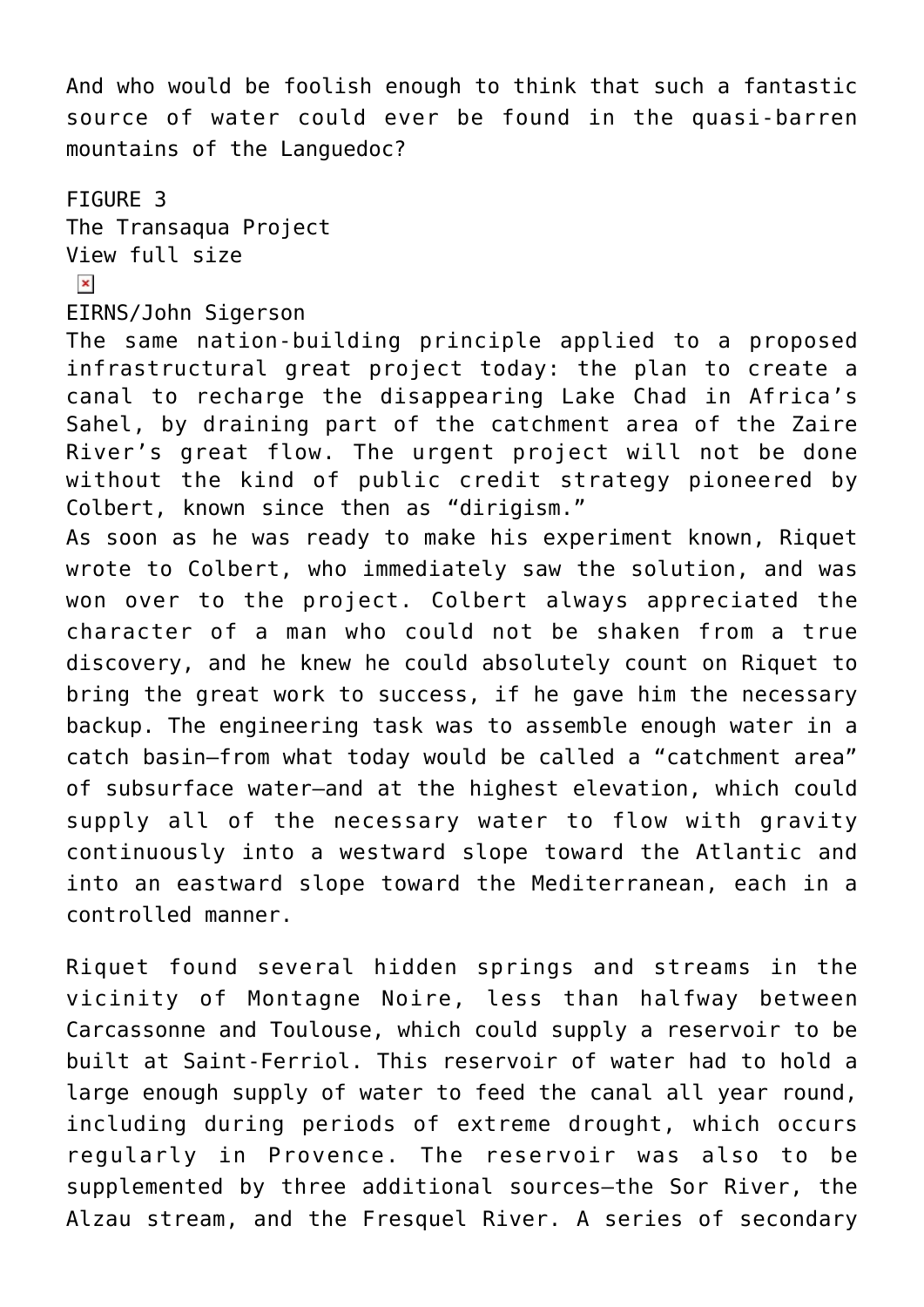And who would be foolish enough to think that such a fantastic source of water could ever be found in the quasi-barren mountains of the Languedoc?

FIGURE 3
The Transaqua Project
View full size

EIRNS/John Sigerson
The same nation-building principle applied to a proposed infrastructural great project today: the plan to create a canal to recharge the disappearing Lake Chad in Africa's Sahel, by draining part of the catchment area of the Zaire River's great flow. The urgent project will not be done without the kind of public credit strategy pioneered by Colbert, known since then as "dirigism."

As soon as he was ready to make his experiment known, Riquet wrote to Colbert, who immediately saw the solution, and was won over to the project. Colbert always appreciated the character of a man who could not be shaken from a true discovery, and he knew he could absolutely count on Riquet to bring the great work to success, if he gave him the necessary backup. The engineering task was to assemble enough water in a catch basin—from what today would be called a "catchment area" of subsurface water—and at the highest elevation, which could supply all of the necessary water to flow with gravity continuously into a westward slope toward the Atlantic and into an eastward slope toward the Mediterranean, each in a controlled manner.

Riquet found several hidden springs and streams in the vicinity of Montagne Noire, less than halfway between Carcassonne and Toulouse, which could supply a reservoir to be built at Saint-Ferriol. This reservoir of water had to hold a large enough supply of water to feed the canal all year round, including during periods of extreme drought, which occurs regularly in Provence. The reservoir was also to be supplemented by three additional sources—the Sor River, the Alzau stream, and the Fresquel River. A series of secondary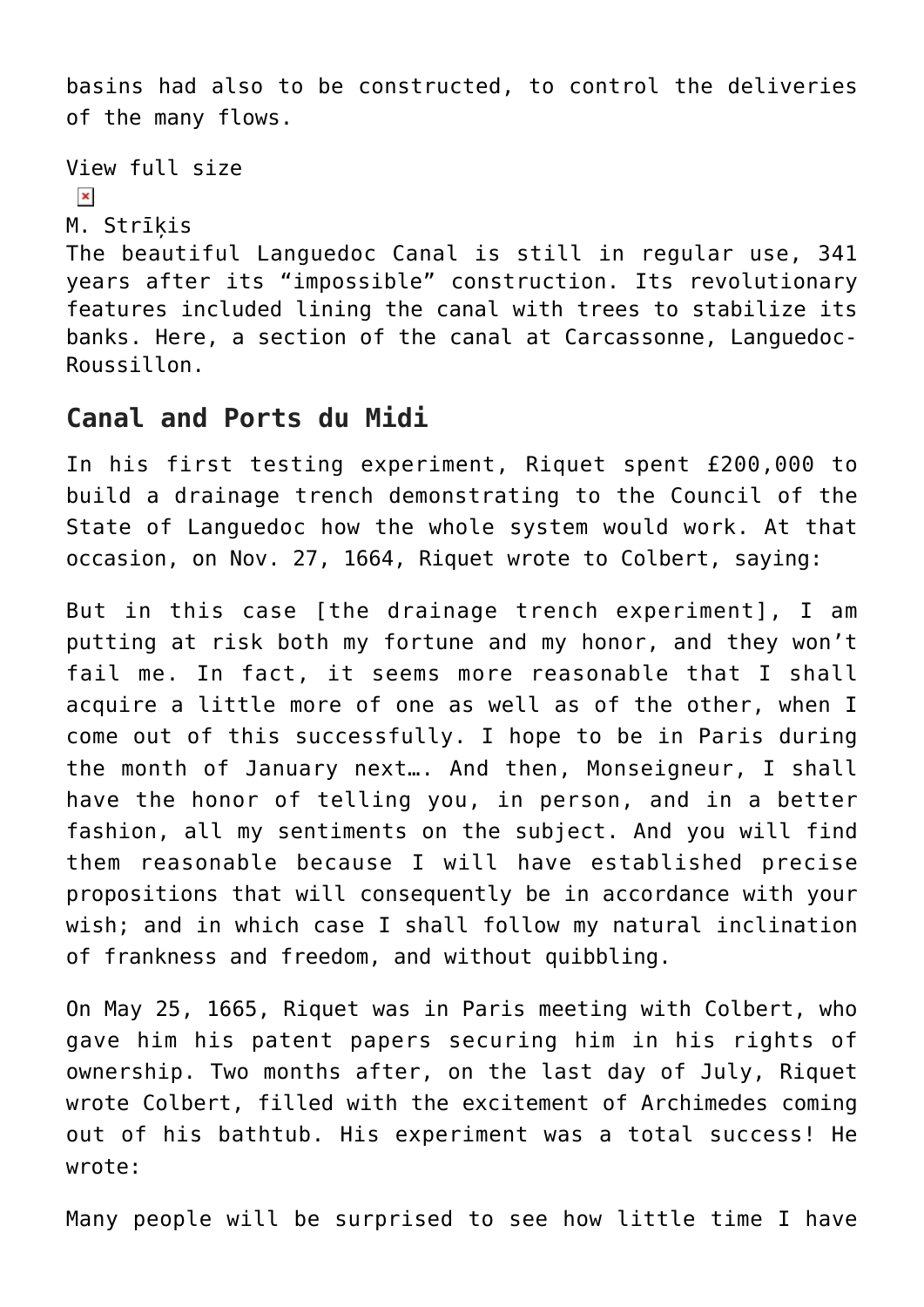basins had also to be constructed, to control the deliveries of the many flows.

View full size

M. Strīķis

The beautiful Languedoc Canal is still in regular use, 341 years after its "impossible" construction. Its revolutionary features included lining the canal with trees to stabilize its banks. Here, a section of the canal at Carcassonne, Languedoc-Roussillon.

## Canal and Ports du Midi

In his first testing experiment, Riquet spent £200,000 to build a drainage trench demonstrating to the Council of the State of Languedoc how the whole system would work. At that occasion, on Nov. 27, 1664, Riquet wrote to Colbert, saying:

But in this case [the drainage trench experiment], I am putting at risk both my fortune and my honor, and they won't fail me. In fact, it seems more reasonable that I shall acquire a little more of one as well as of the other, when I come out of this successfully. I hope to be in Paris during the month of January next…. And then, Monseigneur, I shall have the honor of telling you, in person, and in a better fashion, all my sentiments on the subject. And you will find them reasonable because I will have established precise propositions that will consequently be in accordance with your wish; and in which case I shall follow my natural inclination of frankness and freedom, and without quibbling.

On May 25, 1665, Riquet was in Paris meeting with Colbert, who gave him his patent papers securing him in his rights of ownership. Two months after, on the last day of July, Riquet wrote Colbert, filled with the excitement of Archimedes coming out of his bathtub. His experiment was a total success! He wrote:

Many people will be surprised to see how little time I have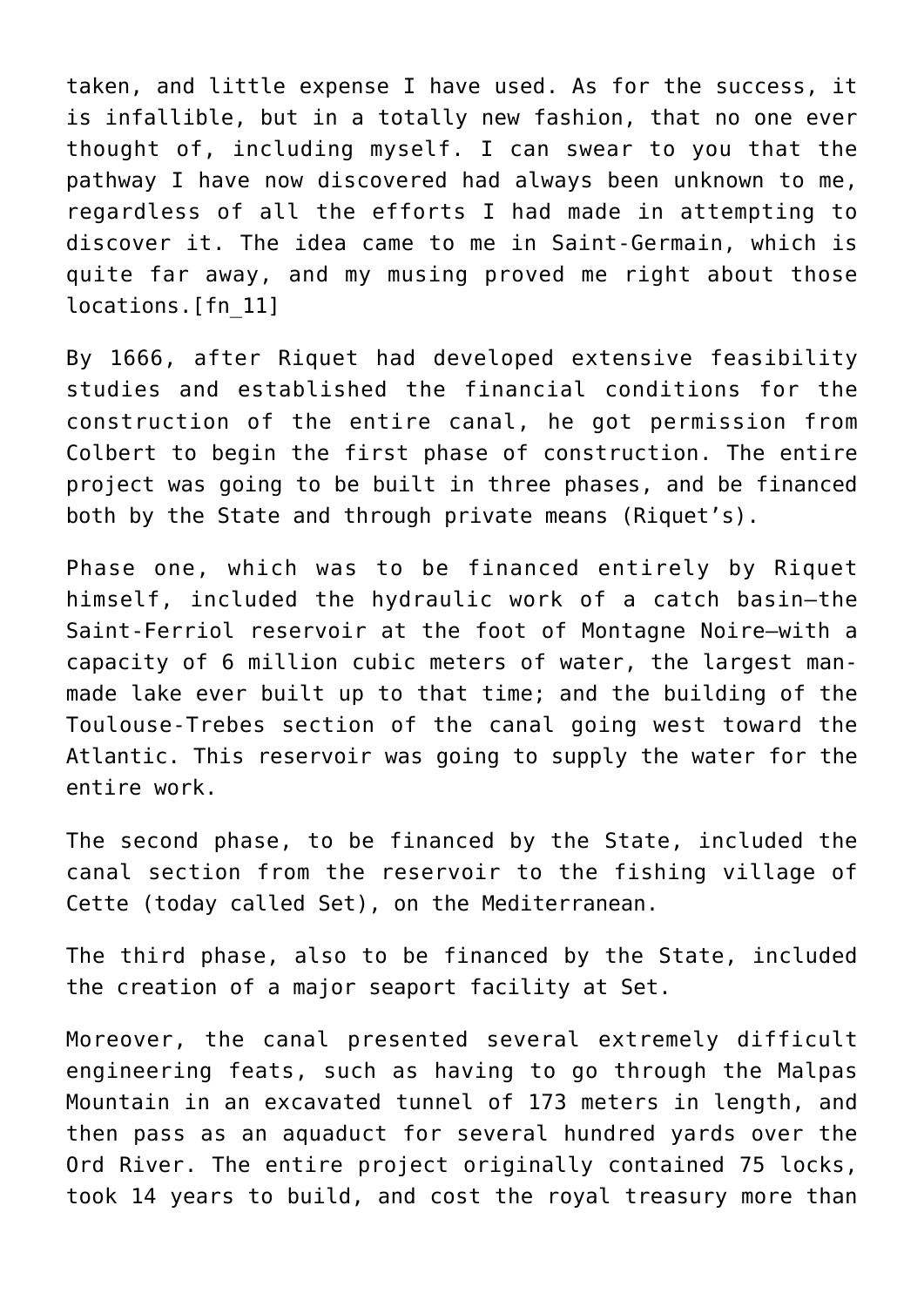taken, and little expense I have used. As for the success, it is infallible, but in a totally new fashion, that no one ever thought of, including myself. I can swear to you that the pathway I have now discovered had always been unknown to me, regardless of all the efforts I had made in attempting to discover it. The idea came to me in Saint-Germain, which is quite far away, and my musing proved me right about those locations.[fn_11]

By 1666, after Riquet had developed extensive feasibility studies and established the financial conditions for the construction of the entire canal, he got permission from Colbert to begin the first phase of construction. The entire project was going to be built in three phases, and be financed both by the State and through private means (Riquet's).

Phase one, which was to be financed entirely by Riquet himself, included the hydraulic work of a catch basin—the Saint-Ferriol reservoir at the foot of Montagne Noire—with a capacity of 6 million cubic meters of water, the largest man-made lake ever built up to that time; and the building of the Toulouse-Trebes section of the canal going west toward the Atlantic. This reservoir was going to supply the water for the entire work.

The second phase, to be financed by the State, included the canal section from the reservoir to the fishing village of Cette (today called Set), on the Mediterranean.

The third phase, also to be financed by the State, included the creation of a major seaport facility at Set.

Moreover, the canal presented several extremely difficult engineering feats, such as having to go through the Malpas Mountain in an excavated tunnel of 173 meters in length, and then pass as an aquaduct for several hundred yards over the Ord River. The entire project originally contained 75 locks, took 14 years to build, and cost the royal treasury more than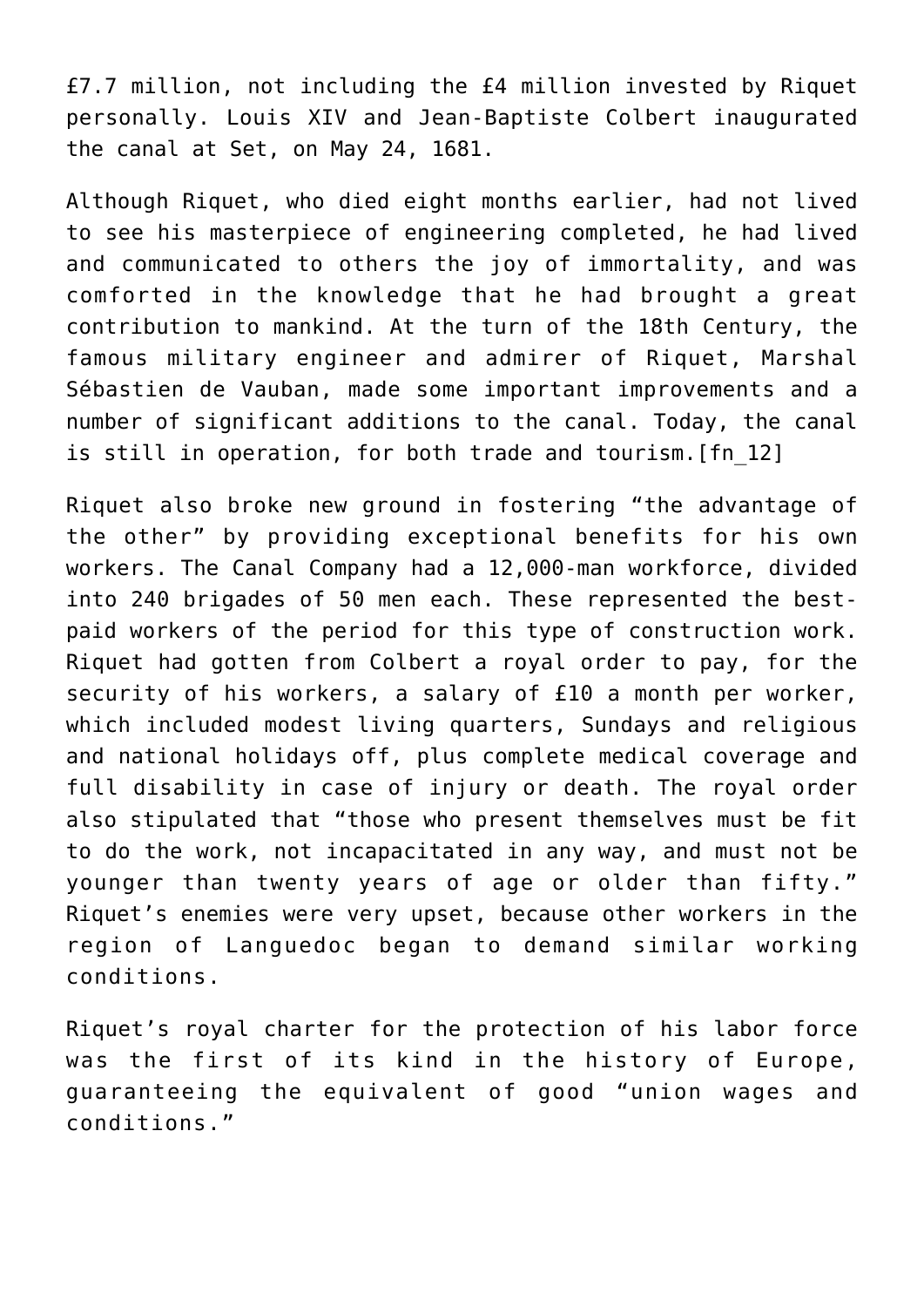£7.7 million, not including the £4 million invested by Riquet personally. Louis XIV and Jean-Baptiste Colbert inaugurated the canal at Set, on May 24, 1681.

Although Riquet, who died eight months earlier, had not lived to see his masterpiece of engineering completed, he had lived and communicated to others the joy of immortality, and was comforted in the knowledge that he had brought a great contribution to mankind. At the turn of the 18th Century, the famous military engineer and admirer of Riquet, Marshal Sébastien de Vauban, made some important improvements and a number of significant additions to the canal. Today, the canal is still in operation, for both trade and tourism.[fn_12]

Riquet also broke new ground in fostering "the advantage of the other" by providing exceptional benefits for his own workers. The Canal Company had a 12,000-man workforce, divided into 240 brigades of 50 men each. These represented the best-paid workers of the period for this type of construction work. Riquet had gotten from Colbert a royal order to pay, for the security of his workers, a salary of £10 a month per worker, which included modest living quarters, Sundays and religious and national holidays off, plus complete medical coverage and full disability in case of injury or death. The royal order also stipulated that "those who present themselves must be fit to do the work, not incapacitated in any way, and must not be younger than twenty years of age or older than fifty." Riquet's enemies were very upset, because other workers in the region of Languedoc began to demand similar working conditions.

Riquet's royal charter for the protection of his labor force was the first of its kind in the history of Europe, guaranteeing the equivalent of good "union wages and conditions."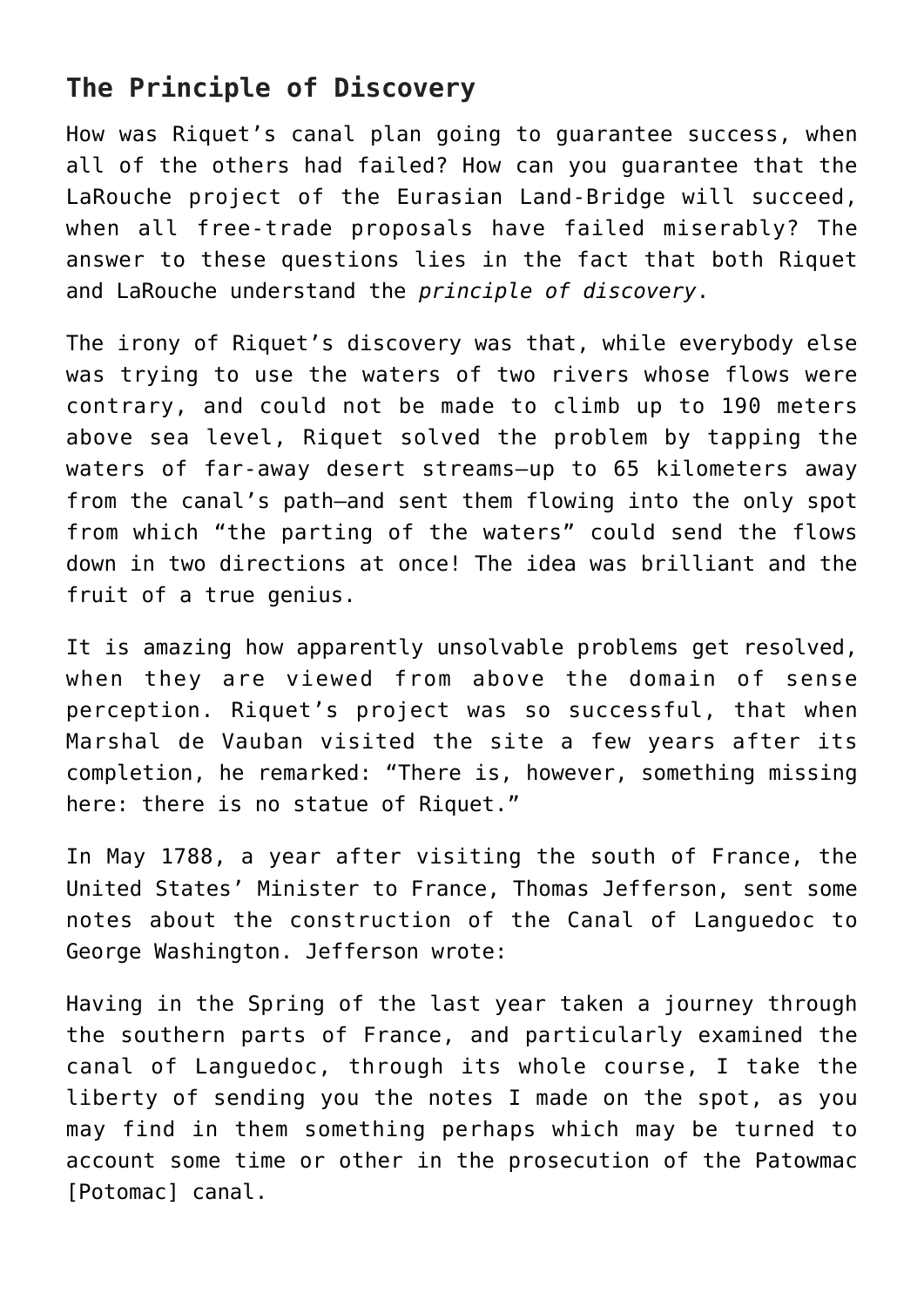## The Principle of Discovery

How was Riquet's canal plan going to guarantee success, when all of the others had failed? How can you guarantee that the LaRouche project of the Eurasian Land-Bridge will succeed, when all free-trade proposals have failed miserably? The answer to these questions lies in the fact that both Riquet and LaRouche understand the *principle of discovery*.

The irony of Riquet's discovery was that, while everybody else was trying to use the waters of two rivers whose flows were contrary, and could not be made to climb up to 190 meters above sea level, Riquet solved the problem by tapping the waters of far-away desert streams—up to 65 kilometers away from the canal's path—and sent them flowing into the only spot from which "the parting of the waters" could send the flows down in two directions at once! The idea was brilliant and the fruit of a true genius.

It is amazing how apparently unsolvable problems get resolved, when they are viewed from above the domain of sense perception. Riquet's project was so successful, that when Marshal de Vauban visited the site a few years after its completion, he remarked: "There is, however, something missing here: there is no statue of Riquet."

In May 1788, a year after visiting the south of France, the United States' Minister to France, Thomas Jefferson, sent some notes about the construction of the Canal of Languedoc to George Washington. Jefferson wrote:

Having in the Spring of the last year taken a journey through the southern parts of France, and particularly examined the canal of Languedoc, through its whole course, I take the liberty of sending you the notes I made on the spot, as you may find in them something perhaps which may be turned to account some time or other in the prosecution of the Patowmac [Potomac] canal.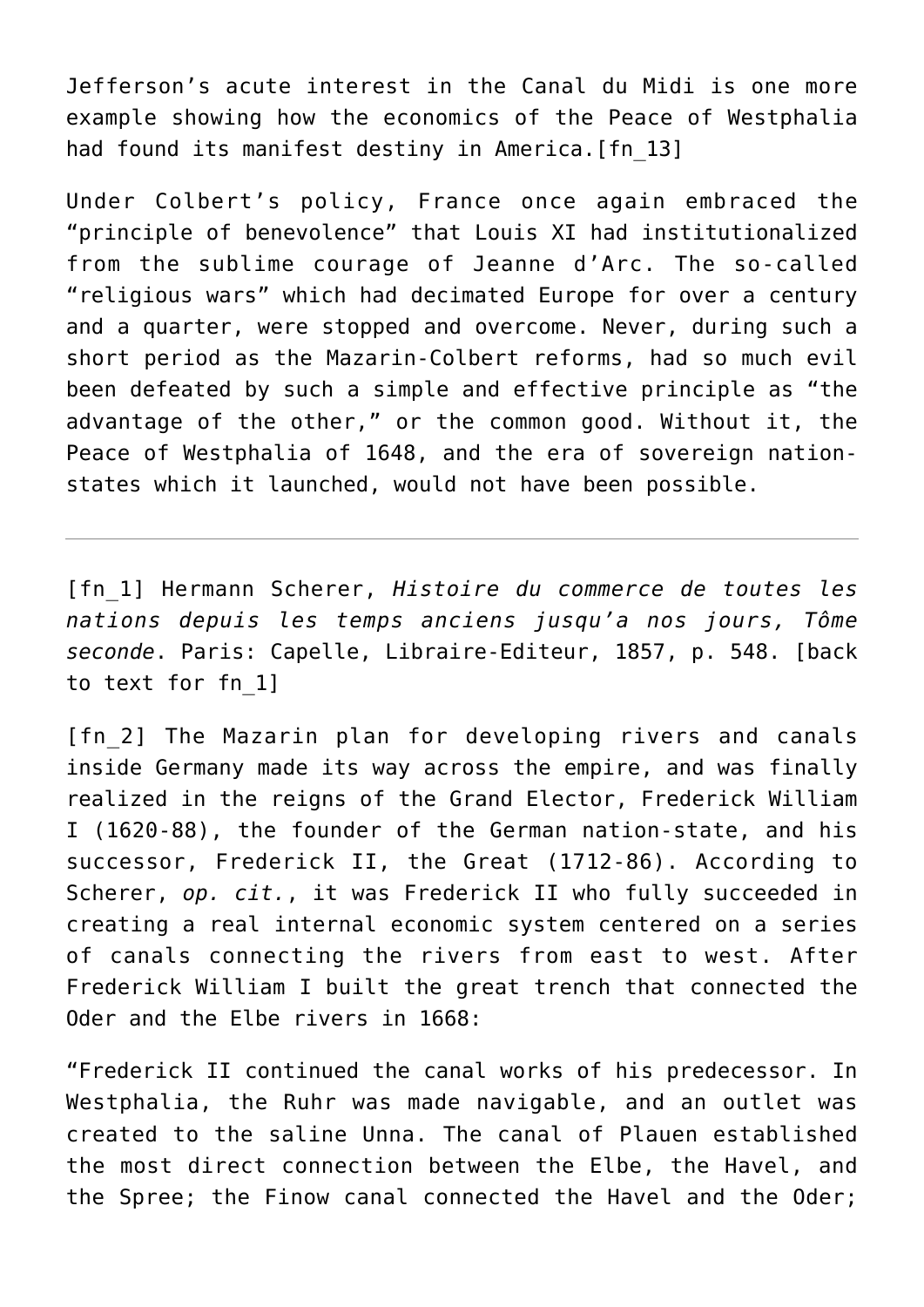Jefferson’s acute interest in the Canal du Midi is one more example showing how the economics of the Peace of Westphalia had found its manifest destiny in America.[fn_13]

Under Colbert’s policy, France once again embraced the “principle of benevolence” that Louis XI had institutionalized from the sublime courage of Jeanne d’Arc. The so-called “religious wars” which had decimated Europe for over a century and a quarter, were stopped and overcome. Never, during such a short period as the Mazarin-Colbert reforms, had so much evil been defeated by such a simple and effective principle as “the advantage of the other,” or the common good. Without it, the Peace of Westphalia of 1648, and the era of sovereign nation-states which it launched, would not have been possible.

---

[fn_1] Hermann Scherer, *Histoire du commerce de toutes les nations depuis les temps anciens jusqu’a nos jours, Tôme seconde*. Paris: Capelle, Libraire-Editeur, 1857, p. 548. [back to text for fn_1]

[fn_2] The Mazarin plan for developing rivers and canals inside Germany made its way across the empire, and was finally realized in the reigns of the Grand Elector, Frederick William I (1620-88), the founder of the German nation-state, and his successor, Frederick II, the Great (1712-86). According to Scherer, *op. cit.*, it was Frederick II who fully succeeded in creating a real internal economic system centered on a series of canals connecting the rivers from east to west. After Frederick William I built the great trench that connected the Oder and the Elbe rivers in 1668:

“Frederick II continued the canal works of his predecessor. In Westphalia, the Ruhr was made navigable, and an outlet was created to the saline Unna. The canal of Plauen established the most direct connection between the Elbe, the Havel, and the Spree; the Finow canal connected the Havel and the Oder;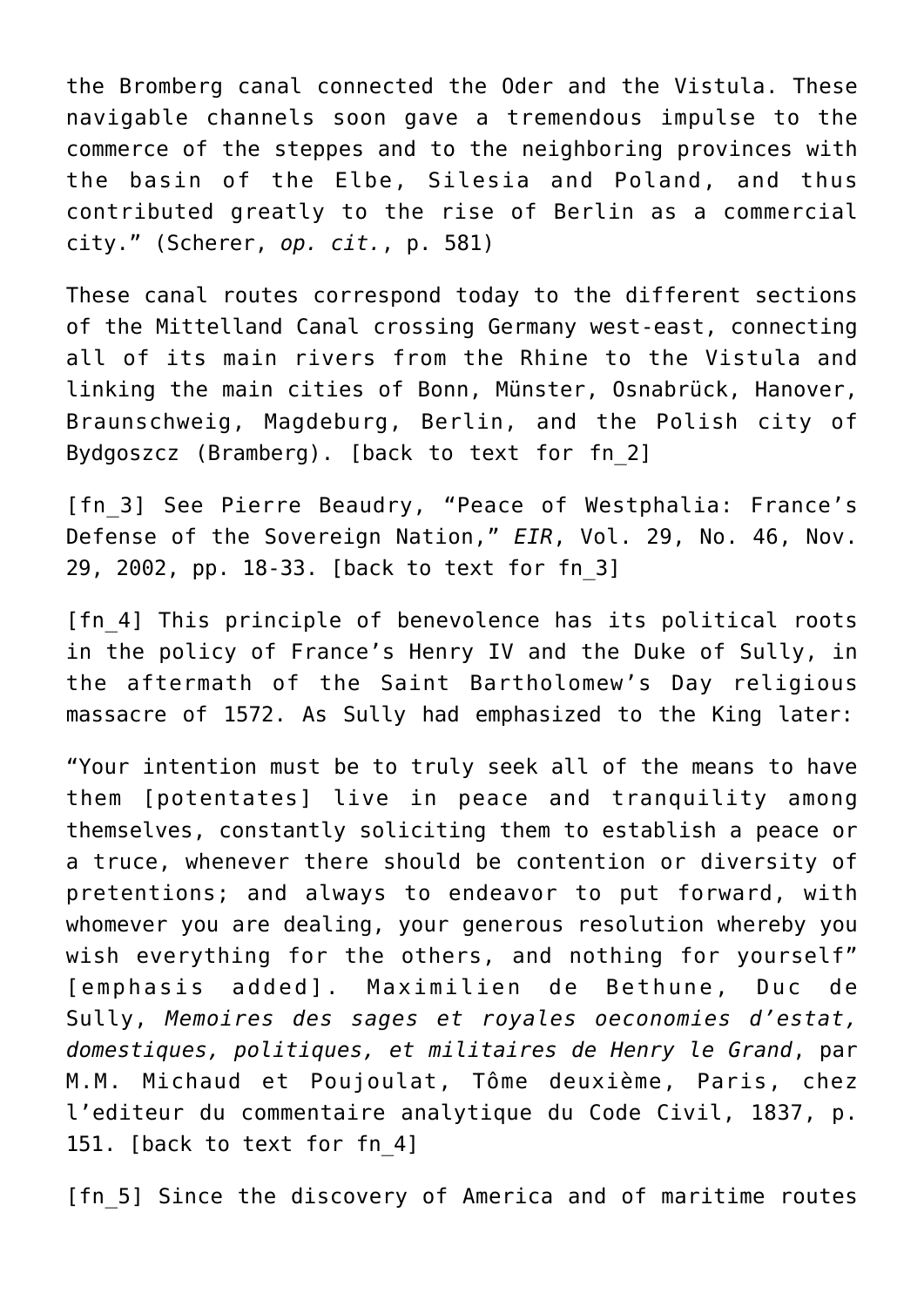the Bromberg canal connected the Oder and the Vistula. These navigable channels soon gave a tremendous impulse to the commerce of the steppes and to the neighboring provinces with the basin of the Elbe, Silesia and Poland, and thus contributed greatly to the rise of Berlin as a commercial city." (Scherer, *op. cit.*, p. 581)

These canal routes correspond today to the different sections of the Mittelland Canal crossing Germany west-east, connecting all of its main rivers from the Rhine to the Vistula and linking the main cities of Bonn, Münster, Osnabrück, Hanover, Braunschweig, Magdeburg, Berlin, and the Polish city of Bydgoszcz (Bramberg). [back to text for fn_2]

[fn_3] See Pierre Beaudry, "Peace of Westphalia: France's Defense of the Sovereign Nation," *EIR*, Vol. 29, No. 46, Nov. 29, 2002, pp. 18-33. [back to text for fn_3]

[fn_4] This principle of benevolence has its political roots in the policy of France's Henry IV and the Duke of Sully, in the aftermath of the Saint Bartholomew's Day religious massacre of 1572. As Sully had emphasized to the King later:

"Your intention must be to truly seek all of the means to have them [potentates] live in peace and tranquility among themselves, constantly soliciting them to establish a peace or a truce, whenever there should be contention or diversity of pretentions; and always to endeavor to put forward, with whomever you are dealing, your generous resolution whereby you wish everything for the others, and nothing for yourself" [emphasis added]. Maximilien de Bethune, Duc de Sully, *Memoires des sages et royales oeconomies d'estat, domestiques, politiques, et militaires de Henry le Grand*, par M.M. Michaud et Poujoulat, Tôme deuxième, Paris, chez l'editeur du commentaire analytique du Code Civil, 1837, p. 151. [back to text for fn_4]

[fn_5] Since the discovery of America and of maritime routes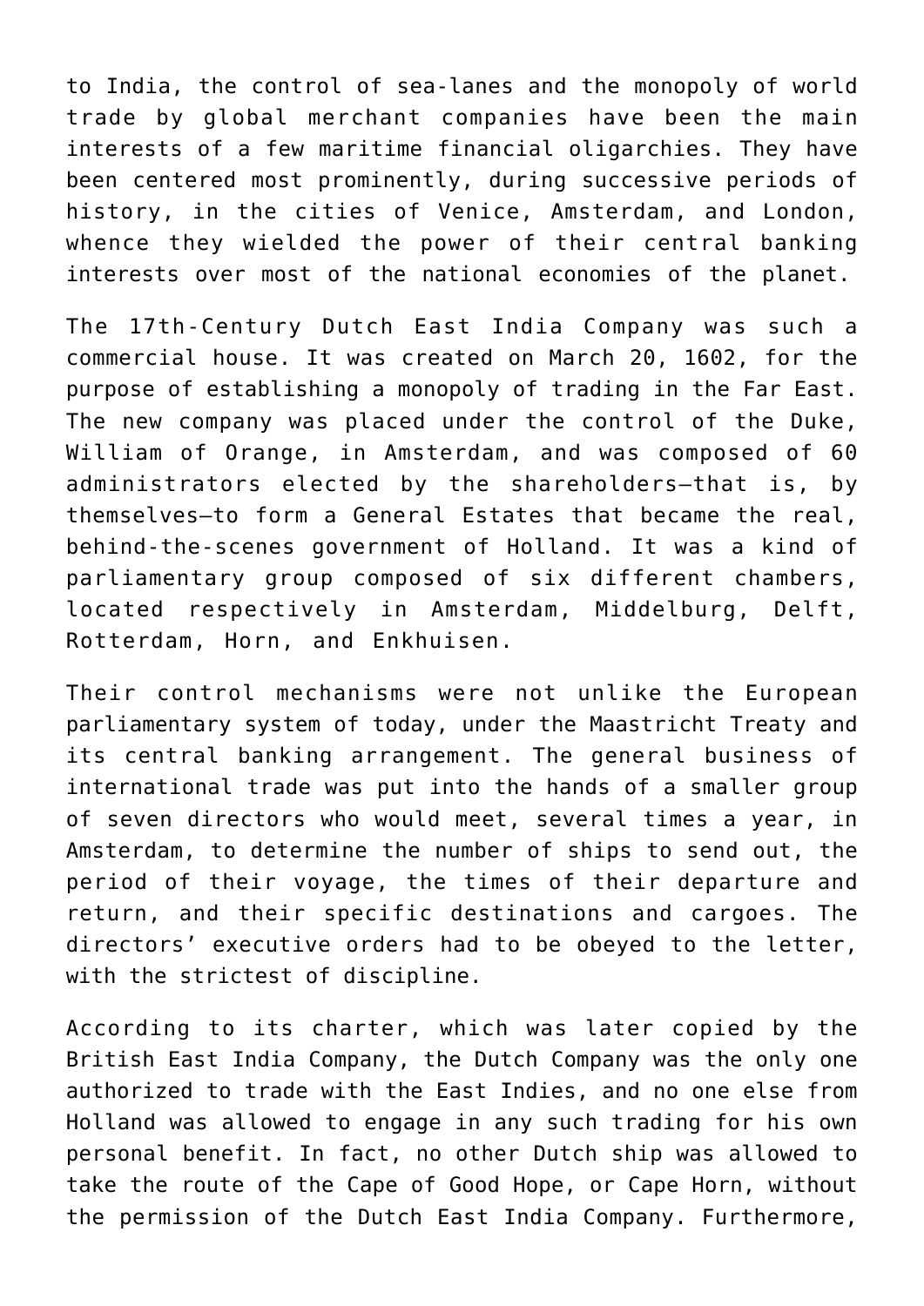to India, the control of sea-lanes and the monopoly of world trade by global merchant companies have been the main interests of a few maritime financial oligarchies. They have been centered most prominently, during successive periods of history, in the cities of Venice, Amsterdam, and London, whence they wielded the power of their central banking interests over most of the national economies of the planet.

The 17th-Century Dutch East India Company was such a commercial house. It was created on March 20, 1602, for the purpose of establishing a monopoly of trading in the Far East. The new company was placed under the control of the Duke, William of Orange, in Amsterdam, and was composed of 60 administrators elected by the shareholders—that is, by themselves—to form a General Estates that became the real, behind-the-scenes government of Holland. It was a kind of parliamentary group composed of six different chambers, located respectively in Amsterdam, Middelburg, Delft, Rotterdam, Horn, and Enkhuisen.

Their control mechanisms were not unlike the European parliamentary system of today, under the Maastricht Treaty and its central banking arrangement. The general business of international trade was put into the hands of a smaller group of seven directors who would meet, several times a year, in Amsterdam, to determine the number of ships to send out, the period of their voyage, the times of their departure and return, and their specific destinations and cargoes. The directors' executive orders had to be obeyed to the letter, with the strictest of discipline.

According to its charter, which was later copied by the British East India Company, the Dutch Company was the only one authorized to trade with the East Indies, and no one else from Holland was allowed to engage in any such trading for his own personal benefit. In fact, no other Dutch ship was allowed to take the route of the Cape of Good Hope, or Cape Horn, without the permission of the Dutch East India Company. Furthermore,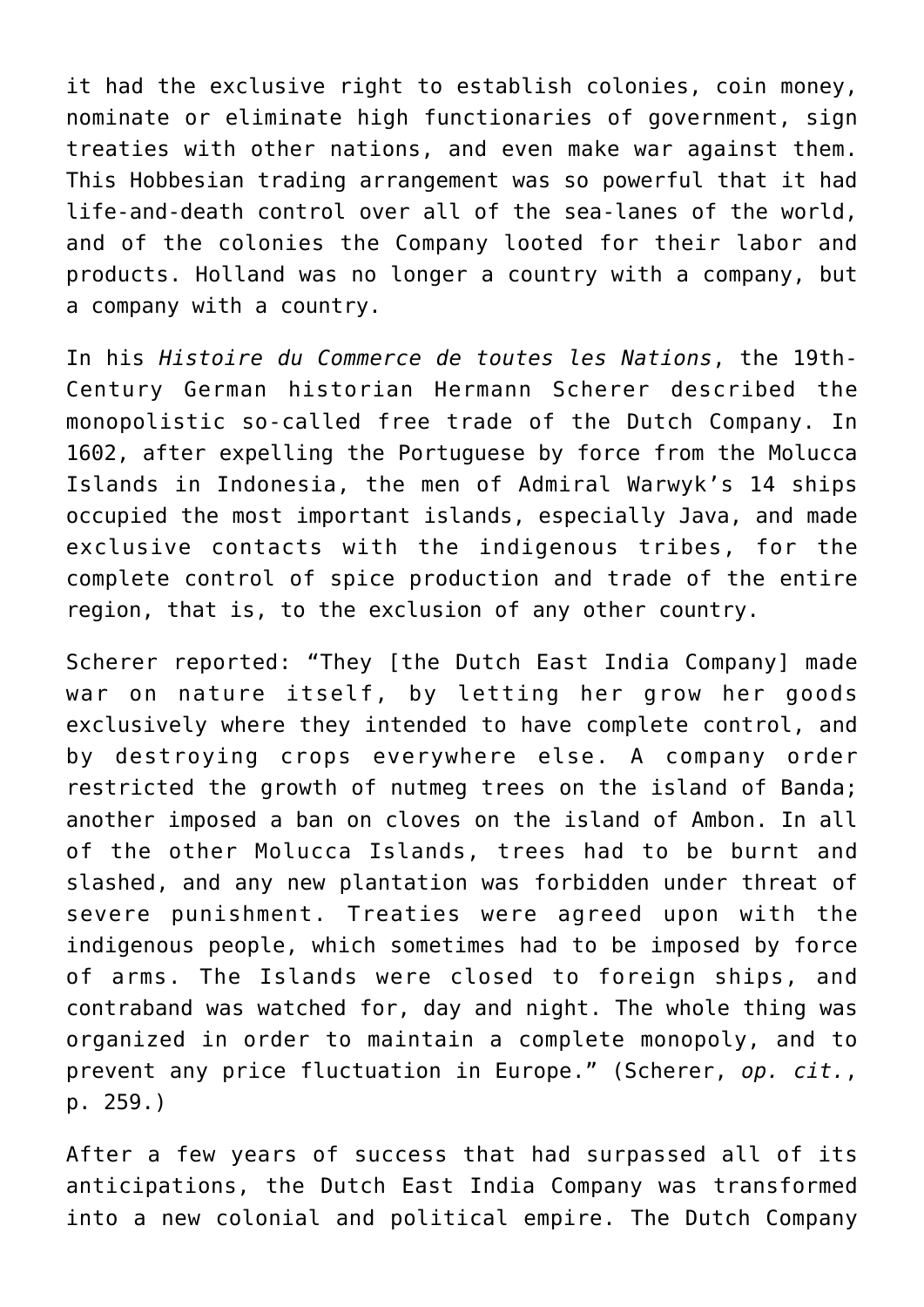it had the exclusive right to establish colonies, coin money, nominate or eliminate high functionaries of government, sign treaties with other nations, and even make war against them. This Hobbesian trading arrangement was so powerful that it had life-and-death control over all of the sea-lanes of the world, and of the colonies the Company looted for their labor and products. Holland was no longer a country with a company, but a company with a country.

In his *Histoire du Commerce de toutes les Nations*, the 19th-Century German historian Hermann Scherer described the monopolistic so-called free trade of the Dutch Company. In 1602, after expelling the Portuguese by force from the Molucca Islands in Indonesia, the men of Admiral Warwyk's 14 ships occupied the most important islands, especially Java, and made exclusive contacts with the indigenous tribes, for the complete control of spice production and trade of the entire region, that is, to the exclusion of any other country.

Scherer reported: "They [the Dutch East India Company] made war on nature itself, by letting her grow her goods exclusively where they intended to have complete control, and by destroying crops everywhere else. A company order restricted the growth of nutmeg trees on the island of Banda; another imposed a ban on cloves on the island of Ambon. In all of the other Molucca Islands, trees had to be burnt and slashed, and any new plantation was forbidden under threat of severe punishment. Treaties were agreed upon with the indigenous people, which sometimes had to be imposed by force of arms. The Islands were closed to foreign ships, and contraband was watched for, day and night. The whole thing was organized in order to maintain a complete monopoly, and to prevent any price fluctuation in Europe." (Scherer, *op. cit.*, p. 259.)

After a few years of success that had surpassed all of its anticipations, the Dutch East India Company was transformed into a new colonial and political empire. The Dutch Company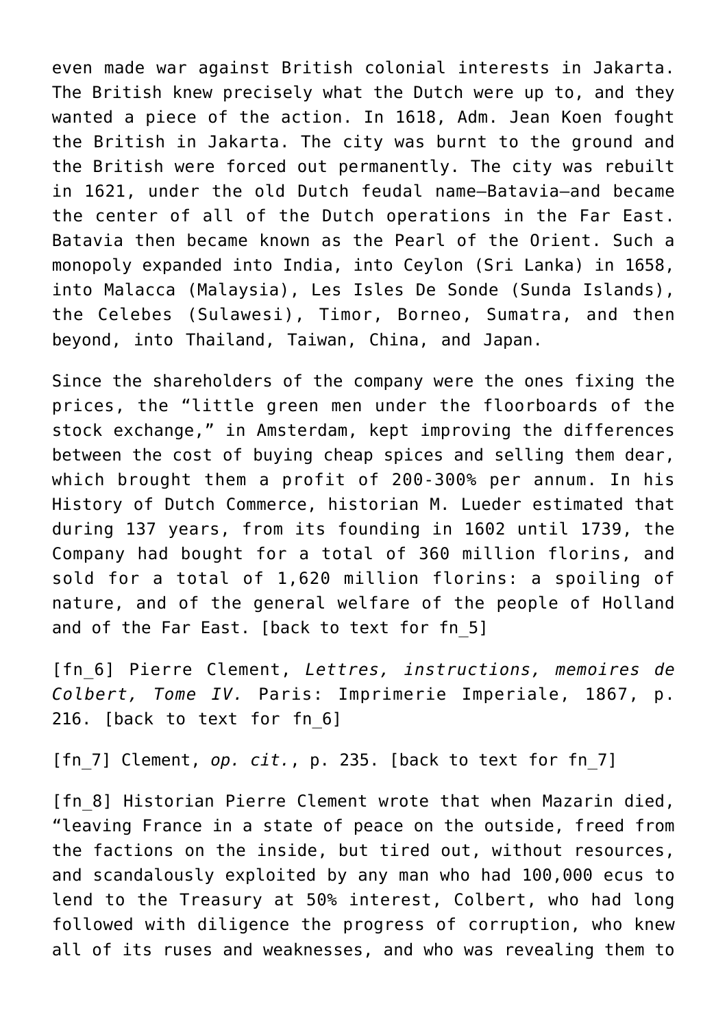even made war against British colonial interests in Jakarta. The British knew precisely what the Dutch were up to, and they wanted a piece of the action. In 1618, Adm. Jean Koen fought the British in Jakarta. The city was burnt to the ground and the British were forced out permanently. The city was rebuilt in 1621, under the old Dutch feudal name—Batavia—and became the center of all of the Dutch operations in the Far East. Batavia then became known as the Pearl of the Orient. Such a monopoly expanded into India, into Ceylon (Sri Lanka) in 1658, into Malacca (Malaysia), Les Isles De Sonde (Sunda Islands), the Celebes (Sulawesi), Timor, Borneo, Sumatra, and then beyond, into Thailand, Taiwan, China, and Japan.

Since the shareholders of the company were the ones fixing the prices, the "little green men under the floorboards of the stock exchange," in Amsterdam, kept improving the differences between the cost of buying cheap spices and selling them dear, which brought them a profit of 200-300% per annum. In his History of Dutch Commerce, historian M. Lueder estimated that during 137 years, from its founding in 1602 until 1739, the Company had bought for a total of 360 million florins, and sold for a total of 1,620 million florins: a spoiling of nature, and of the general welfare of the people of Holland and of the Far East. [back to text for fn_5]

[fn_6] Pierre Clement, *Lettres, instructions, memoires de Colbert, Tome IV.* Paris: Imprimerie Imperiale, 1867, p. 216. [back to text for fn_6]

[fn_7] Clement, *op. cit.*, p. 235. [back to text for fn_7]

[fn_8] Historian Pierre Clement wrote that when Mazarin died, "leaving France in a state of peace on the outside, freed from the factions on the inside, but tired out, without resources, and scandalously exploited by any man who had 100,000 ecus to lend to the Treasury at 50% interest, Colbert, who had long followed with diligence the progress of corruption, who knew all of its ruses and weaknesses, and who was revealing them to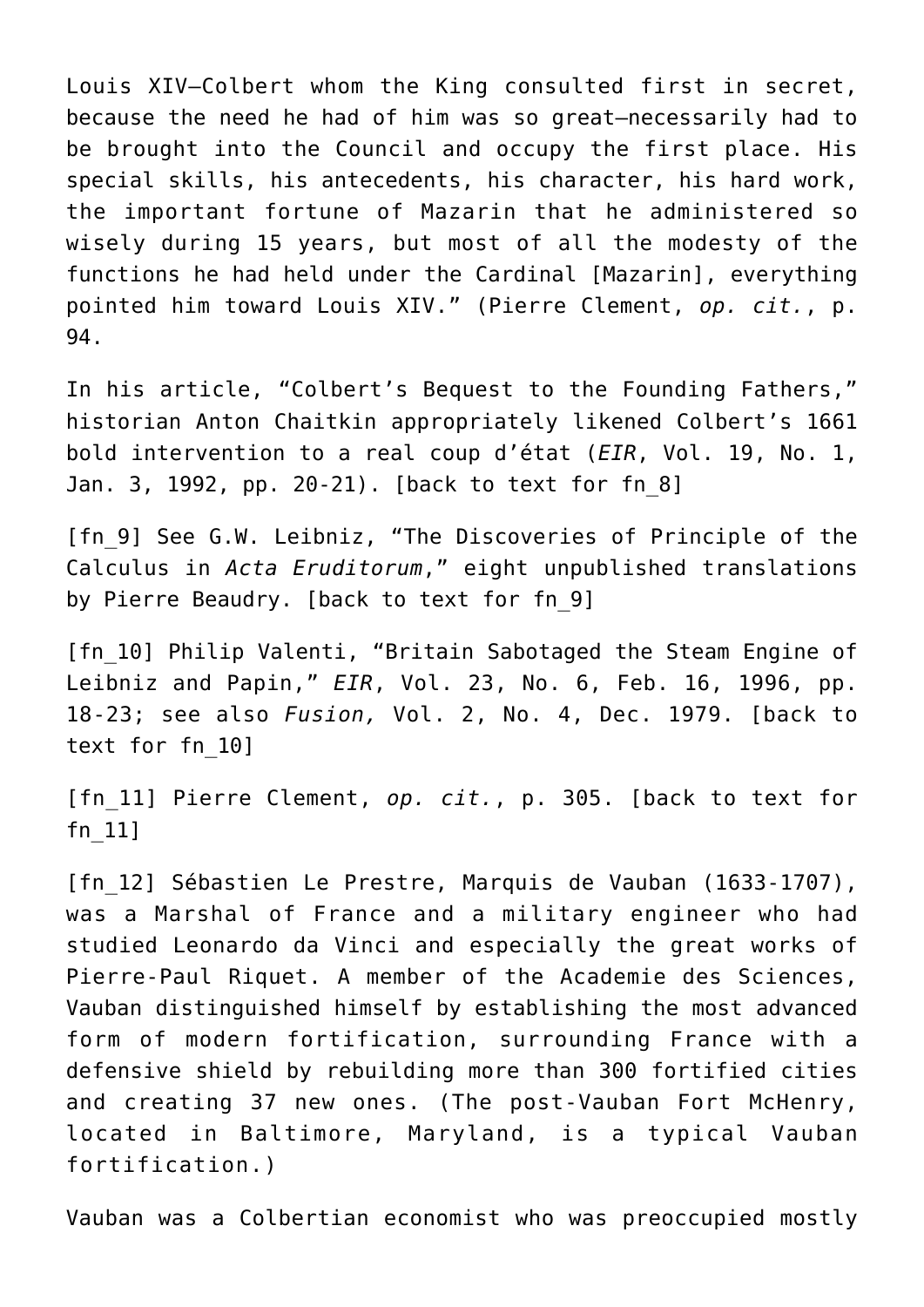Louis XIV—Colbert whom the King consulted first in secret, because the need he had of him was so great—necessarily had to be brought into the Council and occupy the first place. His special skills, his antecedents, his character, his hard work, the important fortune of Mazarin that he administered so wisely during 15 years, but most of all the modesty of the functions he had held under the Cardinal [Mazarin], everything pointed him toward Louis XIV." (Pierre Clement, *op. cit.*, p. 94.

In his article, "Colbert's Bequest to the Founding Fathers," historian Anton Chaitkin appropriately likened Colbert's 1661 bold intervention to a real coup d'état (*EIR*, Vol. 19, No. 1, Jan. 3, 1992, pp. 20-21). [back to text for fn_8]

[fn_9] See G.W. Leibniz, "The Discoveries of Principle of the Calculus in *Acta Eruditorum*," eight unpublished translations by Pierre Beaudry. [back to text for fn_9]

[fn_10] Philip Valenti, "Britain Sabotaged the Steam Engine of Leibniz and Papin," *EIR*, Vol. 23, No. 6, Feb. 16, 1996, pp. 18-23; see also *Fusion,* Vol. 2, No. 4, Dec. 1979. [back to text for fn_10]

[fn_11] Pierre Clement, *op. cit.*, p. 305. [back to text for fn_11]

[fn_12] Sébastien Le Prestre, Marquis de Vauban (1633-1707), was a Marshal of France and a military engineer who had studied Leonardo da Vinci and especially the great works of Pierre-Paul Riquet. A member of the Academie des Sciences, Vauban distinguished himself by establishing the most advanced form of modern fortification, surrounding France with a defensive shield by rebuilding more than 300 fortified cities and creating 37 new ones. (The post-Vauban Fort McHenry, located in Baltimore, Maryland, is a typical Vauban fortification.)

Vauban was a Colbertian economist who was preoccupied mostly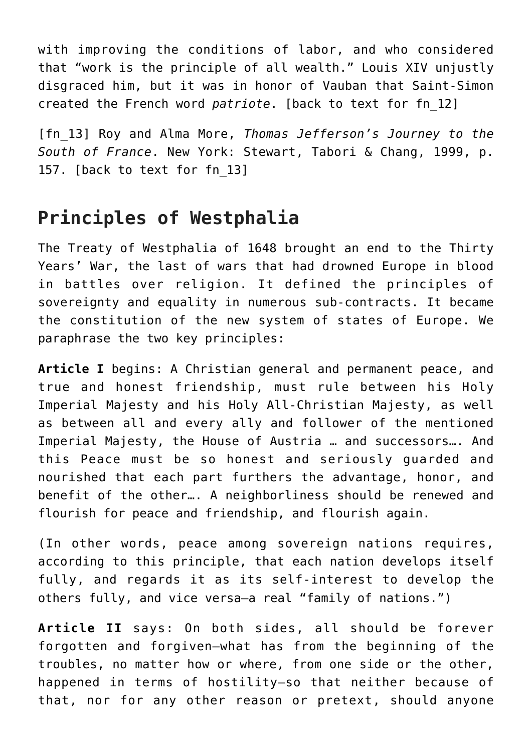with improving the conditions of labor, and who considered that “work is the principle of all wealth.” Louis XIV unjustly disgraced him, but it was in honor of Vauban that Saint-Simon created the French word *patriote*. [back to text for fn_12]

[fn_13] Roy and Alma More, *Thomas Jefferson’s Journey to the South of France*. New York: Stewart, Tabori & Chang, 1999, p. 157. [back to text for fn_13]

## Principles of Westphalia

The Treaty of Westphalia of 1648 brought an end to the Thirty Years’ War, the last of wars that had drowned Europe in blood in battles over religion. It defined the principles of sovereignty and equality in numerous sub-contracts. It became the constitution of the new system of states of Europe. We paraphrase the two key principles:

**Article I** begins: A Christian general and permanent peace, and true and honest friendship, must rule between his Holy Imperial Majesty and his Holy All-Christian Majesty, as well as between all and every ally and follower of the mentioned Imperial Majesty, the House of Austria … and successors…. And this Peace must be so honest and seriously guarded and nourished that each part furthers the advantage, honor, and benefit of the other…. A neighborliness should be renewed and flourish for peace and friendship, and flourish again.

(In other words, peace among sovereign nations requires, according to this principle, that each nation develops itself fully, and regards it as its self-interest to develop the others fully, and vice versa—a real “family of nations.”)

**Article II** says: On both sides, all should be forever forgotten and forgiven—what has from the beginning of the troubles, no matter how or where, from one side or the other, happened in terms of hostility—so that neither because of that, nor for any other reason or pretext, should anyone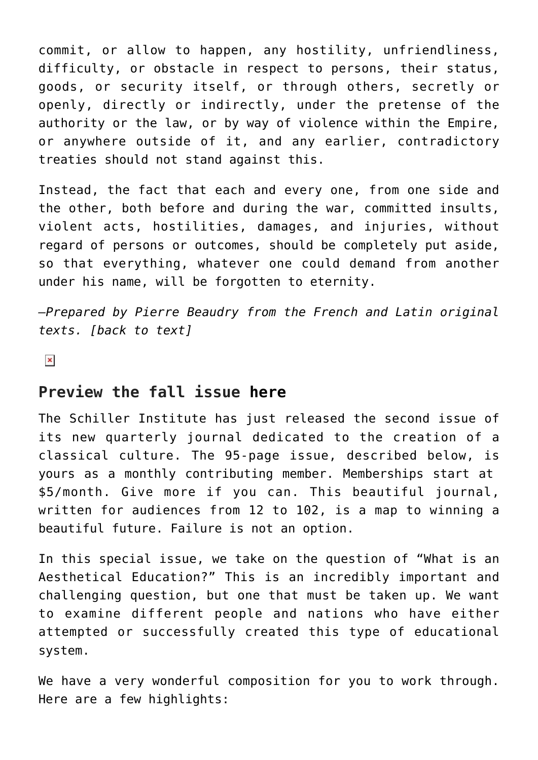commit, or allow to happen, any hostility, unfriendliness, difficulty, or obstacle in respect to persons, their status, goods, or security itself, or through others, secretly or openly, directly or indirectly, under the pretense of the authority or the law, or by way of violence within the Empire, or anywhere outside of it, and any earlier, contradictory treaties should not stand against this.

Instead, the fact that each and every one, from one side and the other, both before and during the war, committed insults, violent acts, hostilities, damages, and injuries, without regard of persons or outcomes, should be completely put aside, so that everything, whatever one could demand from another under his name, will be forgotten to eternity.

*—Prepared by Pierre Beaudry from the French and Latin original texts. [back to text]*

## Preview the fall issue here

The Schiller Institute has just released the second issue of its new quarterly journal dedicated to the creation of a classical culture. The 95-page issue, described below, is yours as a monthly contributing member. Memberships start at $5/month. Give more if you can. This beautiful journal, written for audiences from 12 to 102, is a map to winning a beautiful future. Failure is not an option.

In this special issue, we take on the question of "What is an Aesthetical Education?" This is an incredibly important and challenging question, but one that must be taken up. We want to examine different people and nations who have either attempted or successfully created this type of educational system.

We have a very wonderful composition for you to work through. Here are a few highlights: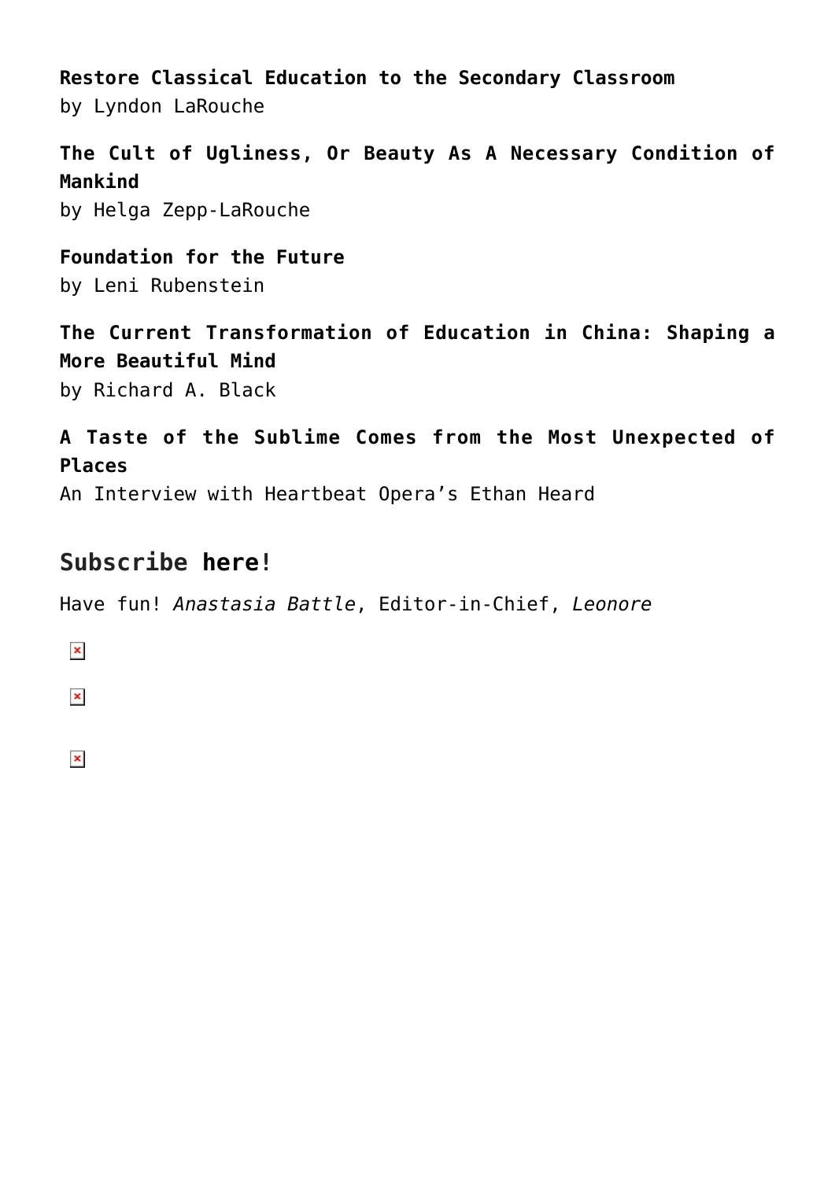**Restore Classical Education to the Secondary Classroom**
by Lyndon LaRouche

**The Cult of Ugliness, Or Beauty As A Necessary Condition of Mankind**
by Helga Zepp-LaRouche

**Foundation for the Future**
by Leni Rubenstein

**The Current Transformation of Education in China: Shaping a More Beautiful Mind**
by Richard A. Black

**A Taste of the Sublime Comes from the Most Unexpected of Places**
An Interview with Heartbeat Opera's Ethan Heard

## Subscribe here!

Have fun! *Anastasia Battle*, Editor-in-Chief, *Leonore*